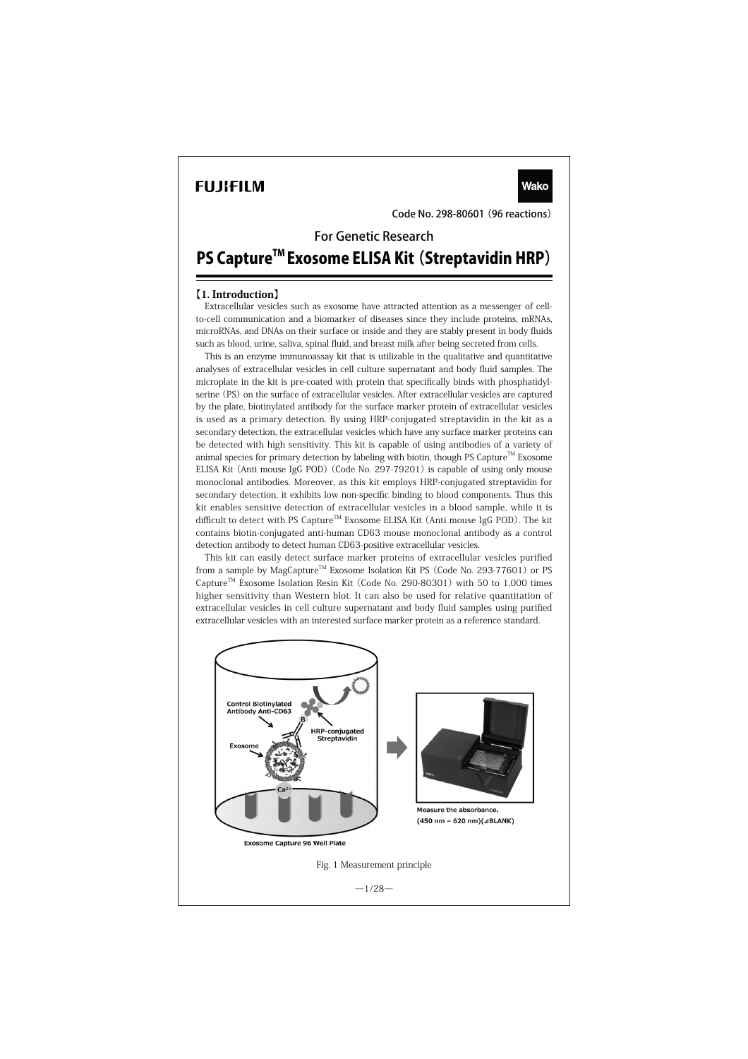**FUJIFILM** **Wako**

Code No. 298-80601 (96 reactions)

For Genetic Research

# PS Capture™ Exosome ELISA Kit (Streptavidin HRP)

## 【1. Introduction】

Extracellular vesicles such as exosome have attracted attention as a messenger of cell-to-cell communication and a biomarker of diseases since they include proteins, mRNAs, microRNAs, and DNAs on their surface or inside and they are stably present in body fluids such as blood, urine, saliva, spinal fluid, and breast milk after being secreted from cells.

This is an enzyme immunoassay kit that is utilizable in the qualitative and quantitative analyses of extracellular vesicles in cell culture supernatant and body fluid samples. The microplate in the kit is pre-coated with protein that specifically binds with phosphatidylserine (PS) on the surface of extracellular vesicles. After extracellular vesicles are captured by the plate, biotinylated antibody for the surface marker protein of extracellular vesicles is used as a primary detection. By using HRP-conjugated streptavidin in the kit as a secondary detection, the extracellular vesicles which have any surface marker proteins can be detected with high sensitivity. This kit is capable of using antibodies of a variety of animal species for primary detection by labeling with biotin, though PS Capture™ Exosome ELISA Kit (Anti mouse IgG POD) (Code No. 297-79201) is capable of using only mouse monoclonal antibodies. Moreover, as this kit employs HRP-conjugated streptavidin for secondary detection, it exhibits low non-specific binding to blood components. Thus this kit enables sensitive detection of extracellular vesicles in a blood sample, while it is difficult to detect with PS Capture™ Exosome ELISA Kit (Anti mouse IgG POD). The kit contains biotin-conjugated anti-human CD63 mouse monoclonal antibody as a control detection antibody to detect human CD63-positive extracellular vesicles.

This kit can easily detect surface marker proteins of extracellular vesicles purified from a sample by MagCapture™ Exosome Isolation Kit PS (Code No. 293-77601) or PS Capture™ Exosome Isolation Resin Kit (Code No. 290-80301) with 50 to 1,000 times higher sensitivity than Western blot. It can also be used for relative quantitation of extracellular vesicles in cell culture supernatant and body fluid samples using purified extracellular vesicles with an interested surface marker protein as a reference standard.

Control Biotinylated Antibody Anti-CD63

HRP-conjugated Streptavidin

Exosome

$Ca^{2+}$

Exosome Capture 96 Well Plate

Measure the absorbance. (450 nm − 620 nm)(⊿BLANK)

Fig. 1 Measurement principle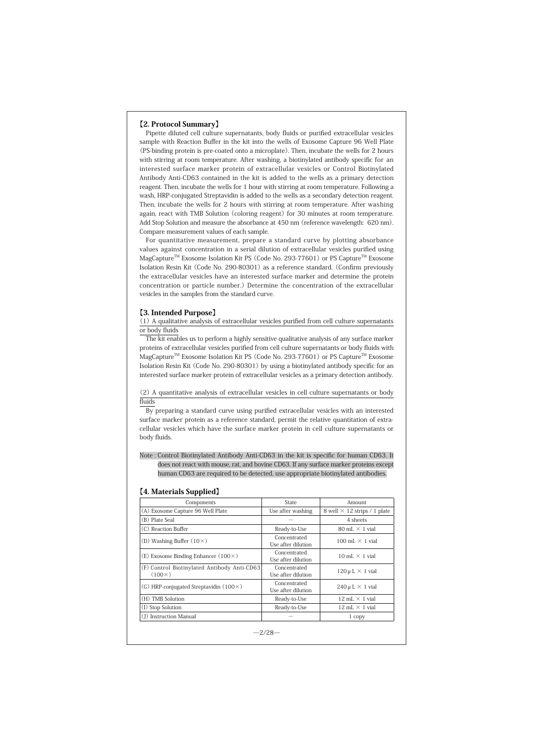## 【2. Protocol Summary】

Pipette diluted cell culture supernatants, body fluids or purified extracellular vesicles sample with Reaction Buffer in the kit into the wells of Exosome Capture 96 Well Plate (PS-binding protein is pre-coated onto a microplate). Then, incubate the wells for 2 hours with stirring at room temperature. After washing, a biotinylated antibody specific for an interested surface marker protein of extracellular vesicles or Control Biotinylated Antibody Anti-CD63 contained in the kit is added to the wells as a primary detection reagent. Then, incubate the wells for 1 hour with stirring at room temperature. Following a wash, HRP-conjugated Streptavidin is added to the wells as a secondary detection reagent. Then, incubate the wells for 2 hours with stirring at room temperature. After washing again, react with TMB Solution (coloring reagent) for 30 minutes at room temperature. Add Stop Solution and measure the absorbance at 450 nm (reference wavelength: 620 nm). Compare measurement values of each sample.

For quantitative measurement, prepare a standard curve by plotting absorbance values against concentration in a serial dilution of extracellular vesicles purified using MagCapture™ Exosome Isolation Kit PS (Code No. 293-77601) or PS Capture™ Exosome Isolation Resin Kit (Code No. 290-80301) as a reference standard. (Confirm previously the extracellular vesicles have an interested surface marker and determine the protein concentration or particle number.) Determine the concentration of the extracellular vesicles in the samples from the standard curve.

## 【3. Intended Purpose】

(1) A qualitative analysis of extracellular vesicles purified from cell culture supernatants or body fluids

The kit enables us to perform a highly sensitive qualitative analysis of any surface marker proteins of extracellular vesicles purified from cell culture supernatants or body fluids with MagCapture™ Exosome Isolation Kit PS (Code No. 293-77601) or PS Capture™ Exosome Isolation Resin Kit (Code No. 290-80301) by using a biotinylated antibody specific for an interested surface marker protein of extracellular vesicles as a primary detection antibody.

(2) A quantitative analysis of extracellular vesicles in cell culture supernatants or body fluids

By preparing a standard curve using purified extracellular vesicles with an interested surface marker protein as a reference standard, permit the relative quantitation of extracellular vesicles which have the surface marker protein in cell culture supernatants or body fluids.

Note : Control Biotinylated Antibody Anti-CD63 in the kit is specific for human CD63. It does not react with mouse, rat, and bovine CD63. If any surface marker proteins except human CD63 are required to be detected, use appropriate biotinylated antibodies.

## 【4. Materials Supplied】

| Components | State | Amount |
|---|---|---|
| (A) Exosome Capture 96 Well Plate | Use after washing | 8 well × 12 strips / 1 plate |
| (B) Plate Seal | ― | 4 sheets |
| (C) Reaction Buffer | Ready-to-Use | 80 mL × 1 vial |
| (D) Washing Buffer (10×) | Concentrated Use after dilution | 100 mL × 1 vial |
| (E) Exosome Binding Enhancer (100×) | Concentrated Use after dilution | 10 mL × 1 vial |
| (F) Control Biotinylated Antibody Anti-CD63 (100×) | Concentrated Use after dilution | 120 μL × 1 vial |
| (G) HRP-conjugated Streptavidin (100×) | Concentrated Use after dilution | 240 μL × 1 vial |
| (H) TMB Solution | Ready-to-Use | 12 mL × 1 vial |
| (I) Stop Solution | Ready-to-Use | 12 mL × 1 vial |
| (J) Instruction Manual | ― | 1 copy |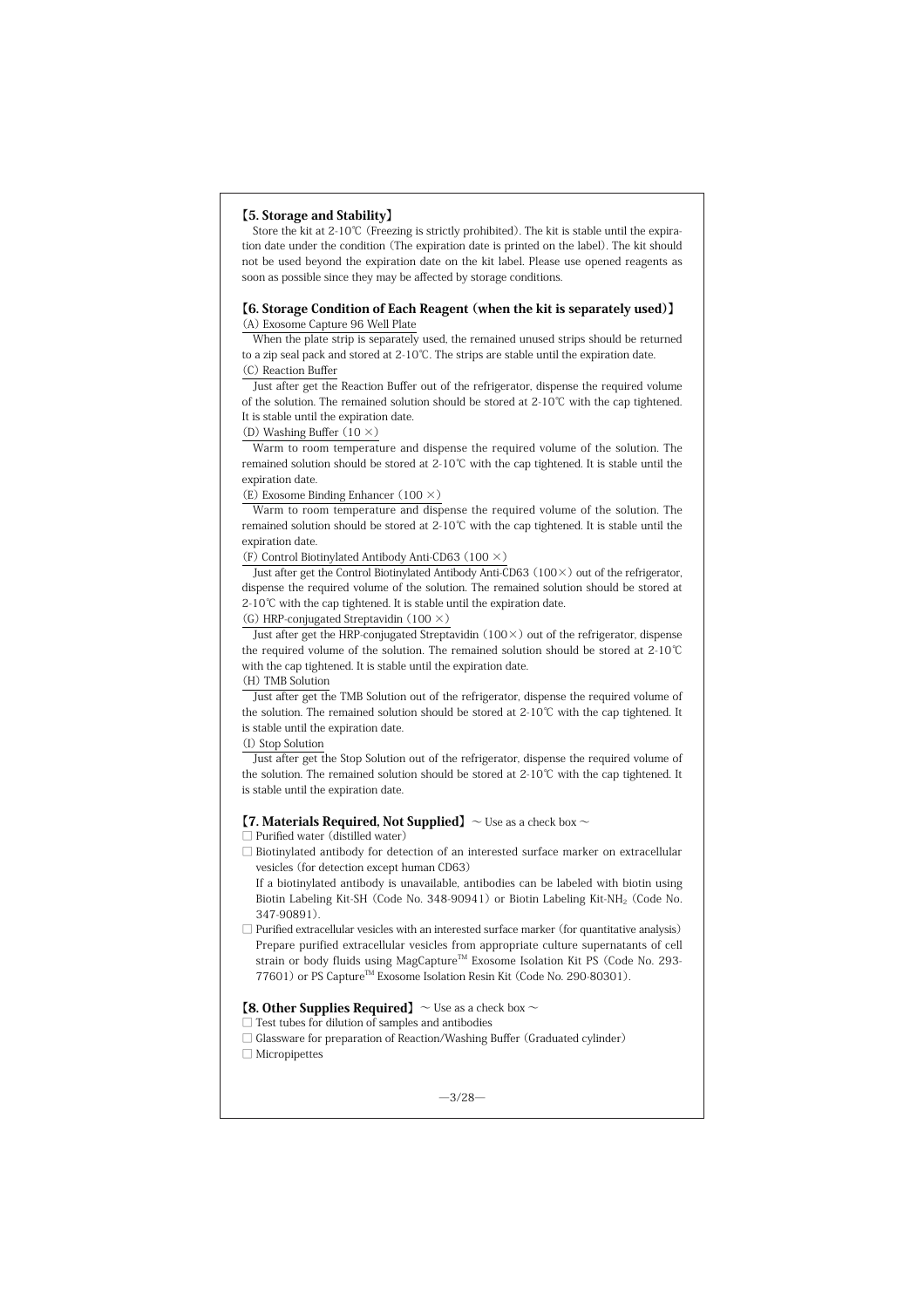## 【5. Storage and Stability】

Store the kit at 2-10℃ (Freezing is strictly prohibited). The kit is stable until the expiration date under the condition (The expiration date is printed on the label). The kit should not be used beyond the expiration date on the kit label. Please use opened reagents as soon as possible since they may be affected by storage conditions.

## 【6. Storage Condition of Each Reagent (when the kit is separately used)】

(A) Exosome Capture 96 Well Plate

When the plate strip is separately used, the remained unused strips should be returned to a zip seal pack and stored at 2-10℃. The strips are stable until the expiration date.

(C) Reaction Buffer

Just after get the Reaction Buffer out of the refrigerator, dispense the required volume of the solution. The remained solution should be stored at 2-10℃ with the cap tightened. It is stable until the expiration date.

(D) Washing Buffer (10 ×)

Warm to room temperature and dispense the required volume of the solution. The remained solution should be stored at 2-10℃ with the cap tightened. It is stable until the expiration date.

(E) Exosome Binding Enhancer (100 ×)

Warm to room temperature and dispense the required volume of the solution. The remained solution should be stored at 2-10℃ with the cap tightened. It is stable until the expiration date.

(F) Control Biotinylated Antibody Anti-CD63 (100 ×)

Just after get the Control Biotinylated Antibody Anti-CD63 (100×) out of the refrigerator, dispense the required volume of the solution. The remained solution should be stored at 2-10℃ with the cap tightened. It is stable until the expiration date.

(G) HRP-conjugated Streptavidin (100 ×)

Just after get the HRP-conjugated Streptavidin (100×) out of the refrigerator, dispense the required volume of the solution. The remained solution should be stored at 2-10℃ with the cap tightened. It is stable until the expiration date.

(H) TMB Solution

Just after get the TMB Solution out of the refrigerator, dispense the required volume of the solution. The remained solution should be stored at 2-10℃ with the cap tightened. It is stable until the expiration date.

(I) Stop Solution

Just after get the Stop Solution out of the refrigerator, dispense the required volume of the solution. The remained solution should be stored at 2-10℃ with the cap tightened. It is stable until the expiration date.

## 【7. Materials Required, Not Supplied】 ~ Use as a check box ~

□ Purified water (distilled water)

□ Biotinylated antibody for detection of an interested surface marker on extracellular vesicles (for detection except human CD63)
  If a biotinylated antibody is unavailable, antibodies can be labeled with biotin using Biotin Labeling Kit-SH (Code No. 348-90941) or Biotin Labeling Kit-$NH_2$ (Code No. 347-90891).

□ Purified extracellular vesicles with an interested surface marker (for quantitative analysis)
  Prepare purified extracellular vesicles from appropriate culture supernatants of cell strain or body fluids using MagCapture™ Exosome Isolation Kit PS (Code No. 293-77601) or PS Capture™ Exosome Isolation Resin Kit (Code No. 290-80301).

## 【8. Other Supplies Required】 ~ Use as a check box ~

□ Test tubes for dilution of samples and antibodies

□ Glassware for preparation of Reaction/Washing Buffer (Graduated cylinder)

□ Micropipettes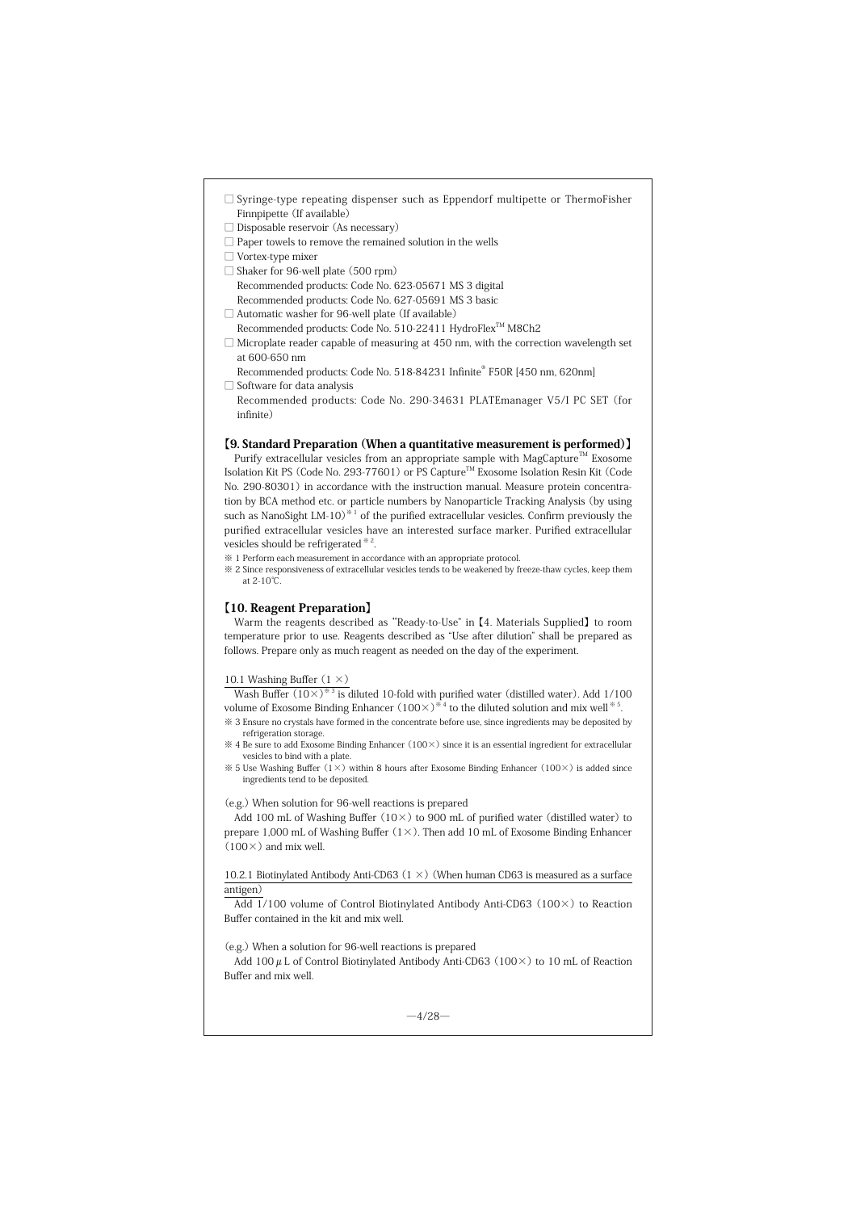- □ Syringe-type repeating dispenser such as Eppendorf multipette or ThermoFisher Finnpipette (If available)
- □ Disposable reservoir (As necessary)
- □ Paper towels to remove the remained solution in the wells
- □ Vortex-type mixer
- □ Shaker for 96-well plate (500 rpm)
  Recommended products: Code No. 623-05671 MS 3 digital
  Recommended products: Code No. 627-05691 MS 3 basic
- □ Automatic washer for 96-well plate (If available)
  Recommended products: Code No. 510-22411 HydroFlex™ M8Ch2
- □ Microplate reader capable of measuring at 450 nm, with the correction wavelength set at 600-650 nm
  Recommended products: Code No. 518-84231 Infinite® F50R [450 nm, 620nm]
- □ Software for data analysis
  Recommended products: Code No. 290-34631 PLATEmanager V5/I PC SET (for infinite)

## 【9. Standard Preparation (When a quantitative measurement is performed)】

Purify extracellular vesicles from an appropriate sample with MagCapture™ Exosome Isolation Kit PS (Code No. 293-77601) or PS Capture™ Exosome Isolation Resin Kit (Code No. 290-80301) in accordance with the instruction manual. Measure protein concentration by BCA method etc. or particle numbers by Nanoparticle Tracking Analysis (by using such as NanoSight LM-10)※1 of the purified extracellular vesicles. Confirm previously the purified extracellular vesicles have an interested surface marker. Purified extracellular vesicles should be refrigerated※2.

※ 1 Perform each measurement in accordance with an appropriate protocol.
※ 2 Since responsiveness of extracellular vesicles tends to be weakened by freeze-thaw cycles, keep them at 2-10℃.

## 【10. Reagent Preparation】

Warm the reagents described as "Ready-to-Use" in【4. Materials Supplied】to room temperature prior to use. Reagents described as "Use after dilution" shall be prepared as follows. Prepare only as much reagent as needed on the day of the experiment.

<u>10.1 Washing Buffer (1 ×)</u>

Wash Buffer (10×)※3 is diluted 10-fold with purified water (distilled water). Add 1/100 volume of Exosome Binding Enhancer (100×)※4 to the diluted solution and mix well※5.

※ 3 Ensure no crystals have formed in the concentrate before use, since ingredients may be deposited by refrigeration storage.
※ 4 Be sure to add Exosome Binding Enhancer (100×) since it is an essential ingredient for extracellular vesicles to bind with a plate.
※ 5 Use Washing Buffer (1×) within 8 hours after Exosome Binding Enhancer (100×) is added since ingredients tend to be deposited.

(e.g.) When solution for 96-well reactions is prepared

Add 100 mL of Washing Buffer (10×) to 900 mL of purified water (distilled water) to prepare 1,000 mL of Washing Buffer (1×). Then add 10 mL of Exosome Binding Enhancer (100×) and mix well.

<u>10.2.1 Biotinylated Antibody Anti-CD63 (1 ×) (When human CD63 is measured as a surface antigen)</u>

Add 1/100 volume of Control Biotinylated Antibody Anti-CD63 (100×) to Reaction Buffer contained in the kit and mix well.

(e.g.) When a solution for 96-well reactions is prepared

Add 100 μL of Control Biotinylated Antibody Anti-CD63 (100×) to 10 mL of Reaction Buffer and mix well.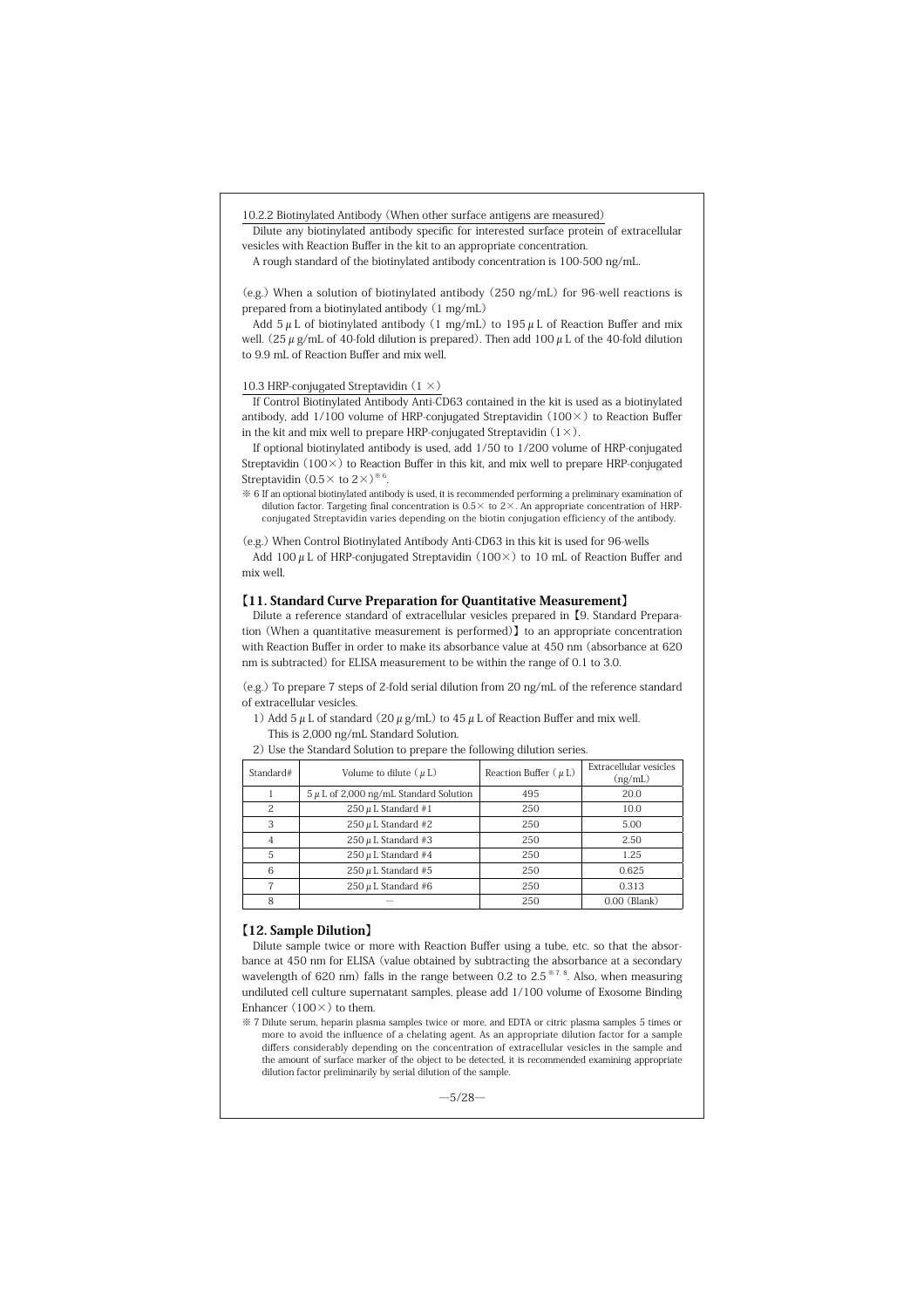10.2.2 Biotinylated Antibody (When other surface antigens are measured)

Dilute any biotinylated antibody specific for interested surface protein of extracellular vesicles with Reaction Buffer in the kit to an appropriate concentration.

A rough standard of the biotinylated antibody concentration is 100-500 ng/mL.

(e.g.) When a solution of biotinylated antibody (250 ng/mL) for 96-well reactions is prepared from a biotinylated antibody (1 mg/mL)

Add 5 μL of biotinylated antibody (1 mg/mL) to 195 μL of Reaction Buffer and mix well. (25 μg/mL of 40-fold dilution is prepared). Then add 100 μL of the 40-fold dilution to 9.9 mL of Reaction Buffer and mix well.

10.3 HRP-conjugated Streptavidin (1 ×)

If Control Biotinylated Antibody Anti-CD63 contained in the kit is used as a biotinylated antibody, add 1/100 volume of HRP-conjugated Streptavidin (100×) to Reaction Buffer in the kit and mix well to prepare HRP-conjugated Streptavidin (1×).

If optional biotinylated antibody is used, add 1/50 to 1/200 volume of HRP-conjugated Streptavidin (100×) to Reaction Buffer in this kit, and mix well to prepare HRP-conjugated Streptavidin (0.5× to 2×)※6.

※ 6 If an optional biotinylated antibody is used, it is recommended performing a preliminary examination of dilution factor. Targeting final concentration is 0.5× to 2×. An appropriate concentration of HRP-conjugated Streptavidin varies depending on the biotin conjugation efficiency of the antibody.

(e.g.) When Control Biotinylated Antibody Anti-CD63 in this kit is used for 96-wells

Add 100 μL of HRP-conjugated Streptavidin (100×) to 10 mL of Reaction Buffer and mix well.

## 【11. Standard Curve Preparation for Quantitative Measurement】

Dilute a reference standard of extracellular vesicles prepared in【9. Standard Preparation (When a quantitative measurement is performed)】to an appropriate concentration with Reaction Buffer in order to make its absorbance value at 450 nm (absorbance at 620 nm is subtracted) for ELISA measurement to be within the range of 0.1 to 3.0.

(e.g.) To prepare 7 steps of 2-fold serial dilution from 20 ng/mL of the reference standard of extracellular vesicles.

1) Add 5 μL of standard (20 μg/mL) to 45 μL of Reaction Buffer and mix well.
   This is 2,000 ng/mL Standard Solution.
2) Use the Standard Solution to prepare the following dilution series.

| Standard# | Volume to dilute (μL) | Reaction Buffer (μL) | Extracellular vesicles (ng/mL) |
|---|---|---|---|
| 1 | 5 μL of 2,000 ng/mL Standard Solution | 495 | 20.0 |
| 2 | 250 μL Standard #1 | 250 | 10.0 |
| 3 | 250 μL Standard #2 | 250 | 5.00 |
| 4 | 250 μL Standard #3 | 250 | 2.50 |
| 5 | 250 μL Standard #4 | 250 | 1.25 |
| 6 | 250 μL Standard #5 | 250 | 0.625 |
| 7 | 250 μL Standard #6 | 250 | 0.313 |
| 8 | — | 250 | 0.00 (Blank) |

## 【12. Sample Dilution】

Dilute sample twice or more with Reaction Buffer using a tube, etc. so that the absorbance at 450 nm for ELISA (value obtained by subtracting the absorbance at a secondary wavelength of 620 nm) falls in the range between 0.2 to 2.5※7, 8. Also, when measuring undiluted cell culture supernatant samples, please add 1/100 volume of Exosome Binding Enhancer (100×) to them.

※ 7 Dilute serum, heparin plasma samples twice or more, and EDTA or citric plasma samples 5 times or more to avoid the influence of a chelating agent. As an appropriate dilution factor for a sample differs considerably depending on the concentration of extracellular vesicles in the sample and the amount of surface marker of the object to be detected, it is recommended examining appropriate dilution factor preliminarily by serial dilution of the sample.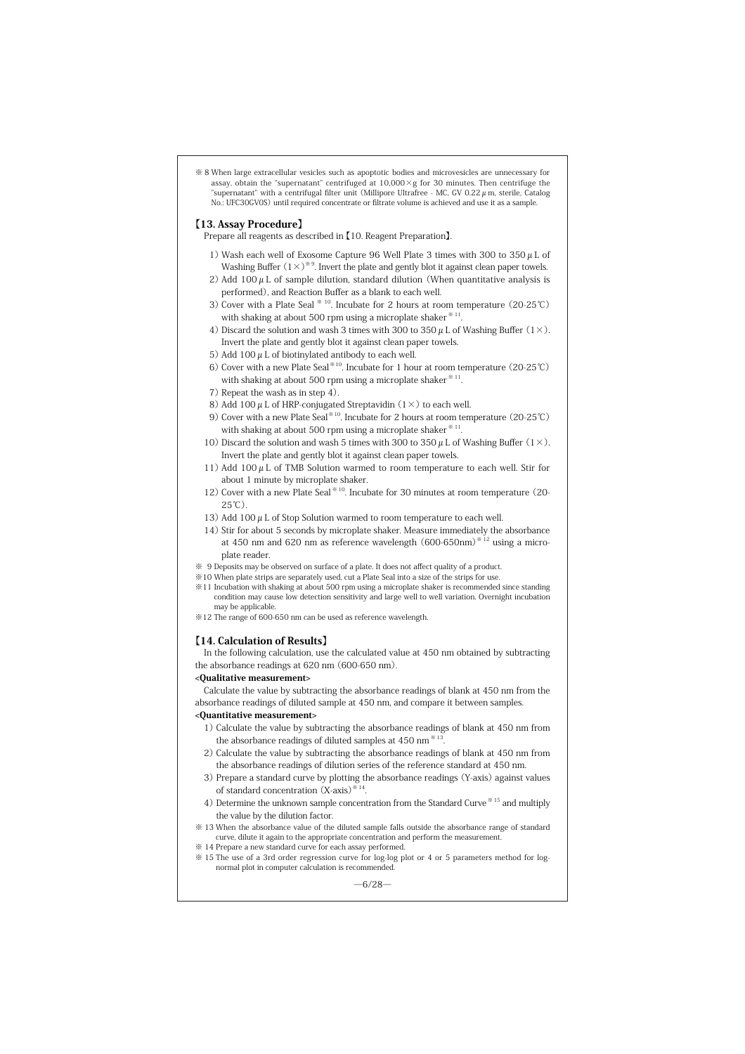※ 8 When large extracellular vesicles such as apoptotic bodies and microvesicles are unnecessary for assay, obtain the "supernatant" centrifuged at 10,000×g for 30 minutes. Then centrifuge the "supernatant" with a centrifugal filter unit (Millipore Ultrafree - MC, GV 0.22 μm, sterile, Catalog No.: UFC30GV0S) until required concentrate or filtrate volume is achieved and use it as a sample.

## 【13. Assay Procedure】

Prepare all reagents as described in【10. Reagent Preparation】.

1) Wash each well of Exosome Capture 96 Well Plate 3 times with 300 to 350 μL of Washing Buffer (1×)※9. Invert the plate and gently blot it against clean paper towels.
2) Add 100 μL of sample dilution, standard dilution (When quantitative analysis is performed), and Reaction Buffer as a blank to each well.
3) Cover with a Plate Seal※10. Incubate for 2 hours at room temperature (20-25℃) with shaking at about 500 rpm using a microplate shaker※11.
4) Discard the solution and wash 3 times with 300 to 350 μL of Washing Buffer (1×). Invert the plate and gently blot it against clean paper towels.
5) Add 100 μL of biotinylated antibody to each well.
6) Cover with a new Plate Seal※10. Incubate for 1 hour at room temperature (20-25℃) with shaking at about 500 rpm using a microplate shaker※11.
7) Repeat the wash as in step 4).
8) Add 100 μL of HRP-conjugated Streptavidin (1×) to each well.
9) Cover with a new Plate Seal※10. Incubate for 2 hours at room temperature (20-25℃) with shaking at about 500 rpm using a microplate shaker※11.
10) Discard the solution and wash 5 times with 300 to 350 μL of Washing Buffer (1×). Invert the plate and gently blot it against clean paper towels.
11) Add 100 μL of TMB Solution warmed to room temperature to each well. Stir for about 1 minute by microplate shaker.
12) Cover with a new Plate Seal※10. Incubate for 30 minutes at room temperature (20-25℃).
13) Add 100 μL of Stop Solution warmed to room temperature to each well.
14) Stir for about 5 seconds by microplate shaker. Measure immediately the absorbance at 450 nm and 620 nm as reference wavelength (600-650nm)※12 using a microplate reader.

※ 9 Deposits may be observed on surface of a plate. It does not affect quality of a product.

※10 When plate strips are separately used, cut a Plate Seal into a size of the strips for use.

※11 Incubation with shaking at about 500 rpm using a microplate shaker is recommended since standing condition may cause low detection sensitivity and large well to well variation. Overnight incubation may be applicable.

※12 The range of 600-650 nm can be used as reference wavelength.

## 【14. Calculation of Results】

In the following calculation, use the calculated value at 450 nm obtained by subtracting the absorbance readings at 620 nm (600-650 nm).

**<Qualitative measurement>**

Calculate the value by subtracting the absorbance readings of blank at 450 nm from the absorbance readings of diluted sample at 450 nm, and compare it between samples.

**<Quantitative measurement>**

1) Calculate the value by subtracting the absorbance readings of blank at 450 nm from the absorbance readings of diluted samples at 450 nm※13.
2) Calculate the value by subtracting the absorbance readings of blank at 450 nm from the absorbance readings of dilution series of the reference standard at 450 nm.
3) Prepare a standard curve by plotting the absorbance readings (Y-axis) against values of standard concentration (X-axis)※14.
4) Determine the unknown sample concentration from the Standard Curve※15 and multiply the value by the dilution factor.

※ 13 When the absorbance value of the diluted sample falls outside the absorbance range of standard curve, dilute it again to the appropriate concentration and perform the measurement.

※ 14 Prepare a new standard curve for each assay performed.

※ 15 The use of a 3rd order regression curve for log-log plot or 4 or 5 parameters method for log-normal plot in computer calculation is recommended.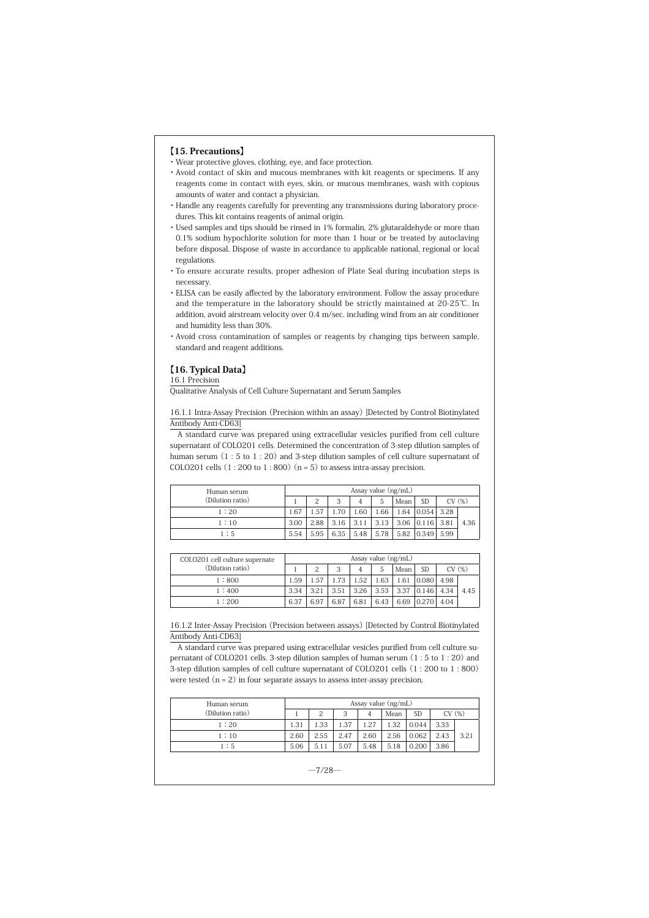## 【15. Precautions】

- Wear protective gloves, clothing, eye, and face protection.
- Avoid contact of skin and mucous membranes with kit reagents or specimens. If any reagents come in contact with eyes, skin, or mucous membranes, wash with copious amounts of water and contact a physician.
- Handle any reagents carefully for preventing any transmissions during laboratory procedures. This kit contains reagents of animal origin.
- Used samples and tips should be rinsed in 1% formalin, 2% glutaraldehyde or more than 0.1% sodium hypochlorite solution for more than 1 hour or be treated by autoclaving before disposal. Dispose of waste in accordance to applicable national, regional or local regulations.
- To ensure accurate results, proper adhesion of Plate Seal during incubation steps is necessary.
- ELISA can be easily affected by the laboratory environment. Follow the assay procedure and the temperature in the laboratory should be strictly maintained at 20-25℃. In addition, avoid airstream velocity over 0.4 m/sec. including wind from an air conditioner and humidity less than 30%.
- Avoid cross contamination of samples or reagents by changing tips between sample, standard and reagent additions.

## 【16. Typical Data】

16.1 Precision

Qualitative Analysis of Cell Culture Supernatant and Serum Samples

16.1.1 Intra-Assay Precision (Precision within an assay) [Detected by Control Biotinylated Antibody Anti-CD63]

A standard curve was prepared using extracellular vesicles purified from cell culture supernatant of COLO201 cells. Determined the concentration of 3-step dilution samples of human serum (1 : 5 to 1 : 20) and 3-step dilution samples of cell culture supernatant of COLO201 cells (1 : 200 to 1 : 800) (n = 5) to assess intra-assay precision.

| Human serum (Dilution ratio) | Assay value (ng/mL) | | | | | | | | |
|---|---|---|---|---|---|---|---|---|---|
| | 1 | 2 | 3 | 4 | 5 | Mean | SD | CV (%) | |
| 1 : 20 | 1.67 | 1.57 | 1.70 | 1.60 | 1.66 | 1.64 | 0.054 | 3.28 | 4.36 |
| 1 : 10 | 3.00 | 2.88 | 3.16 | 3.11 | 3.13 | 3.06 | 0.116 | 3.81 | |
| 1 : 5 | 5.54 | 5.95 | 6.35 | 5.48 | 5.78 | 5.82 | 0.349 | 5.99 | |

| COLO201 cell culture supernate (Dilution ratio) | Assay value (ng/mL) | | | | | | | | |
|---|---|---|---|---|---|---|---|---|---|
| | 1 | 2 | 3 | 4 | 5 | Mean | SD | CV (%) | |
| 1 : 800 | 1.59 | 1.57 | 1.73 | 1.52 | 1.63 | 1.61 | 0.080 | 4.98 | 4.45 |
| 1 : 400 | 3.34 | 3.21 | 3.51 | 3.26 | 3.53 | 3.37 | 0.146 | 4.34 | |
| 1 : 200 | 6.37 | 6.97 | 6.87 | 6.81 | 6.43 | 6.69 | 0.270 | 4.04 | |

16.1.2 Inter-Assay Precision (Precision between assays) [Detected by Control Biotinylated Antibody Anti-CD63]

A standard curve was prepared using extracellular vesicles purified from cell culture supernatant of COLO201 cells. 3-step dilution samples of human serum (1 : 5 to 1 : 20) and 3-step dilution samples of cell culture supernatant of COLO201 cells (1 : 200 to 1 : 800) were tested (n = 2) in four separate assays to assess inter-assay precision.

| Human serum (Dilution ratio) | Assay value (ng/mL) | | | | | | | |
|---|---|---|---|---|---|---|---|---|
| | 1 | 2 | 3 | 4 | Mean | SD | CV (%) | |
| 1 : 20 | 1.31 | 1.33 | 1.37 | 1.27 | 1.32 | 0.044 | 3.33 | 3.21 |
| 1 : 10 | 2.60 | 2.55 | 2.47 | 2.60 | 2.56 | 0.062 | 2.43 | |
| 1 : 5 | 5.06 | 5.11 | 5.07 | 5.48 | 5.18 | 0.200 | 3.86 | |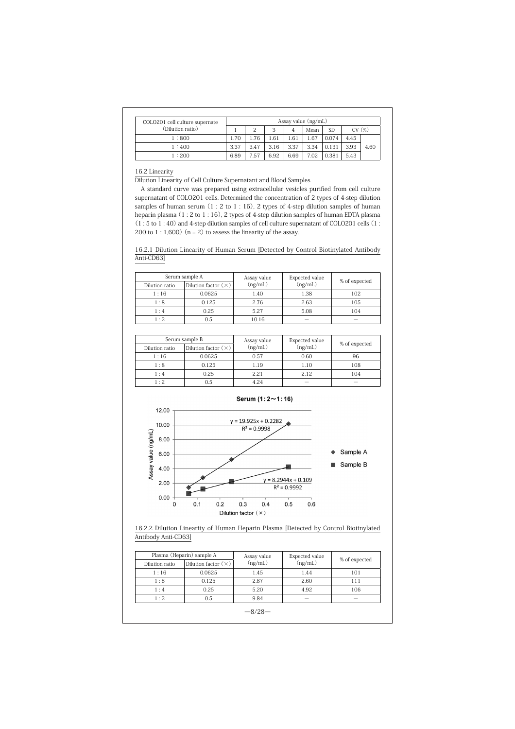| COLO201 cell culture supernate (Dilution ratio) | Assay value (ng/mL) | | | | | | | |
|---|---|---|---|---|---|---|---|---|
| | 1 | 2 | 3 | 4 | Mean | SD | CV (%) | |
| 1 : 800 | 1.70 | 1.76 | 1.61 | 1.61 | 1.67 | 0.074 | 4.45 | 4.60 |
| 1 : 400 | 3.37 | 3.47 | 3.16 | 3.37 | 3.34 | 0.131 | 3.93 | |
| 1 : 200 | 6.89 | 7.57 | 6.92 | 6.69 | 7.02 | 0.381 | 5.43 | |

## 16.2 Linearity

Dilution Linearity of Cell Culture Supernatant and Blood Samples

A standard curve was prepared using extracellular vesicles purified from cell culture supernatant of COLO201 cells. Determined the concentration of 2 types of 4-step dilution samples of human serum (1 : 2 to 1 : 16), 2 types of 4-step dilution samples of human heparin plasma (1 : 2 to 1 : 16), 2 types of 4-step dilution samples of human EDTA plasma (1 : 5 to 1 : 40) and 4-step dilution samples of cell culture supernatant of COLO201 cells (1 : 200 to 1 : 1,600) (n = 2) to assess the linearity of the assay.

### 16.2.1 Dilution Linearity of Human Serum [Detected by Control Biotinylated Antibody Anti-CD63]

| Serum sample A | | Assay value (ng/mL) | Expected value (ng/mL) | % of expected |
|---|---|---|---|---|
| Dilution ratio | Dilution factor (×) | | | |
| 1 : 16 | 0.0625 | 1.40 | 1.38 | 102 |
| 1 : 8 | 0.125 | 2.76 | 2.63 | 105 |
| 1 : 4 | 0.25 | 5.27 | 5.08 | 104 |
| 1 : 2 | 0.5 | 10.16 | — | — |

| Serum sample B | | Assay value (ng/mL) | Expected value (ng/mL) | % of expected |
|---|---|---|---|---|
| Dilution ratio | Dilution factor (×) | | | |
| 1 : 16 | 0.0625 | 0.57 | 0.60 | 96 |
| 1 : 8 | 0.125 | 1.19 | 1.10 | 108 |
| 1 : 4 | 0.25 | 2.21 | 2.12 | 104 |
| 1 : 2 | 0.5 | 4.24 | — | — |

**Serum (1 : 2～1 : 16)**

Sample A: $y = 19.925x + 0.2282$, $R^2 = 0.9998$

Sample B: $y = 8.2944x + 0.109$, $R^2 = 0.9992$

### 16.2.2 Dilution Linearity of Human Heparin Plasma [Detected by Control Biotinylated Antibody Anti-CD63]

| Plasma (Heparin) sample A | | Assay value (ng/mL) | Expected value (ng/mL) | % of expected |
|---|---|---|---|---|
| Dilution ratio | Dilution factor (×) | | | |
| 1 : 16 | 0.0625 | 1.45 | 1.44 | 101 |
| 1 : 8 | 0.125 | 2.87 | 2.60 | 111 |
| 1 : 4 | 0.25 | 5.20 | 4.92 | 106 |
| 1 : 2 | 0.5 | 9.84 | — | — |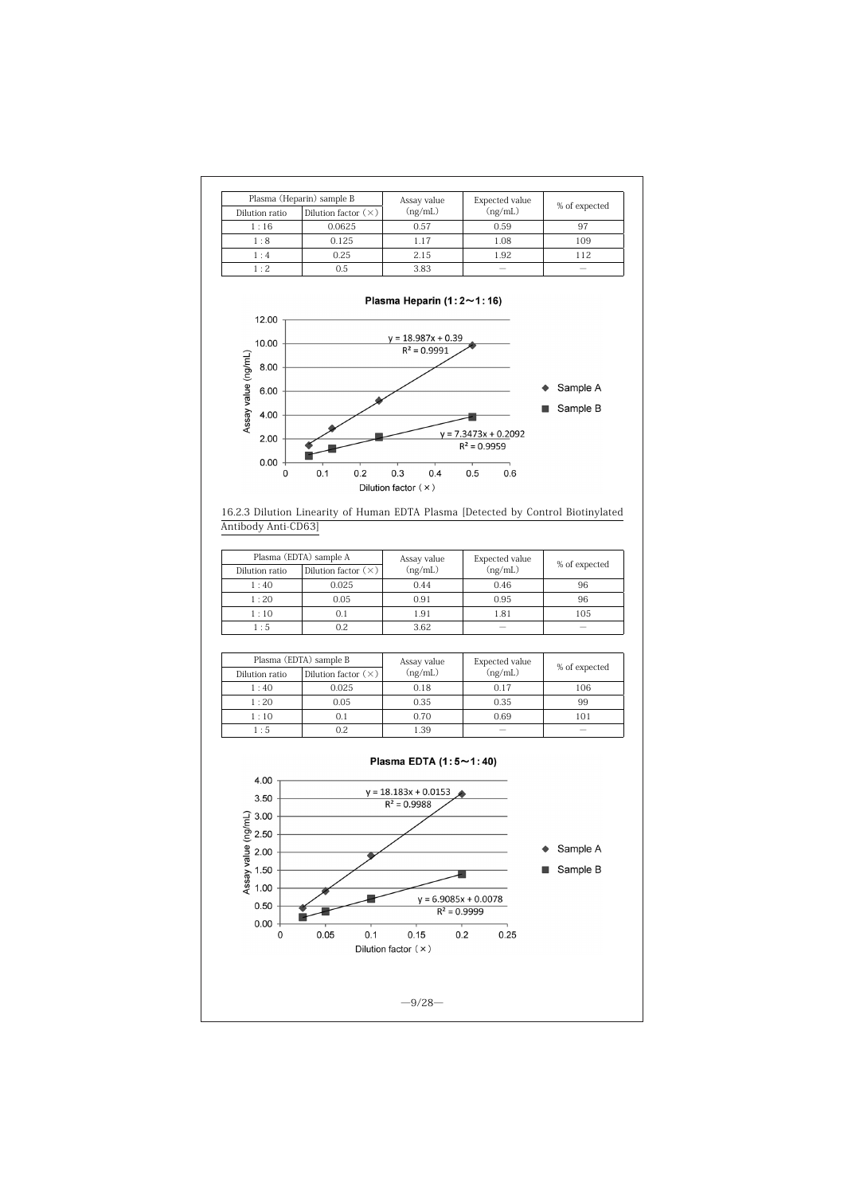| Plasma (Heparin) sample B | | Assay value (ng/mL) | Expected value (ng/mL) | % of expected |
|---|---|---|---|---|
| Dilution ratio | Dilution factor (×) | | | |
| 1：16 | 0.0625 | 0.57 | 0.59 | 97 |
| 1：8 | 0.125 | 1.17 | 1.08 | 109 |
| 1：4 | 0.25 | 2.15 | 1.92 | 112 |
| 1：2 | 0.5 | 3.83 | — | — |

**Plasma Heparin (1：2～1：16)**

Sample A: $y = 18.987x + 0.39$, $R^2 = 0.9991$

Sample B: $y = 7.3473x + 0.2092$, $R^2 = 0.9959$

16.2.3 Dilution Linearity of Human EDTA Plasma [Detected by Control Biotinylated Antibody Anti-CD63]

| Plasma (EDTA) sample A | | Assay value (ng/mL) | Expected value (ng/mL) | % of expected |
|---|---|---|---|---|
| Dilution ratio | Dilution factor (×) | | | |
| 1：40 | 0.025 | 0.44 | 0.46 | 96 |
| 1：20 | 0.05 | 0.91 | 0.95 | 96 |
| 1：10 | 0.1 | 1.91 | 1.81 | 105 |
| 1：5 | 0.2 | 3.62 | — | — |

| Plasma (EDTA) sample B | | Assay value (ng/mL) | Expected value (ng/mL) | % of expected |
|---|---|---|---|---|
| Dilution ratio | Dilution factor (×) | | | |
| 1：40 | 0.025 | 0.18 | 0.17 | 106 |
| 1：20 | 0.05 | 0.35 | 0.35 | 99 |
| 1：10 | 0.1 | 0.70 | 0.69 | 101 |
| 1：5 | 0.2 | 1.39 | — | — |

**Plasma EDTA (1：5～1：40)**

Sample A: $y = 18.183x + 0.0153$, $R^2 = 0.9988$

Sample B: $y = 6.9085x + 0.0078$, $R^2 = 0.9999$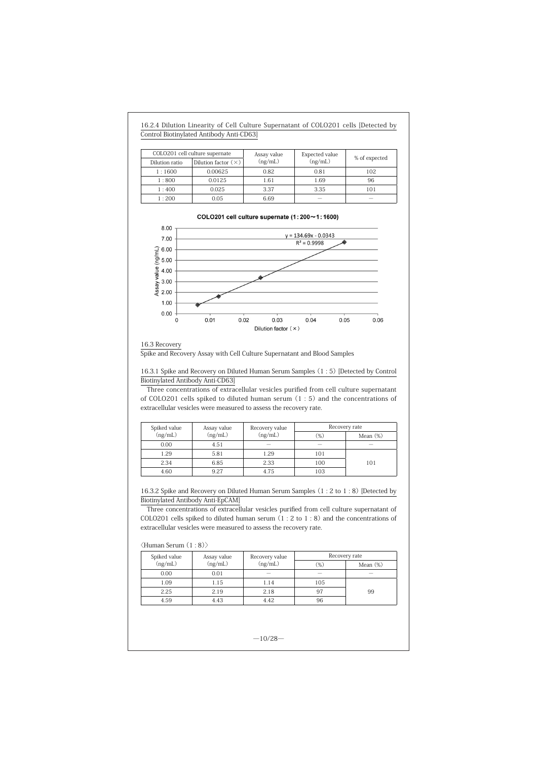16.2.4 Dilution Linearity of Cell Culture Supernatant of COLO201 cells [Detected by Control Biotinylated Antibody Anti-CD63]

| COLO201 cell culture supernate | | Assay value (ng/mL) | Expected value (ng/mL) | % of expected |
|---|---|---|---|---|
| Dilution ratio | Dilution factor (×) | | | |
| 1 : 1600 | 0.00625 | 0.82 | 0.81 | 102 |
| 1 : 800 | 0.0125 | 1.61 | 1.69 | 96 |
| 1 : 400 | 0.025 | 3.37 | 3.35 | 101 |
| 1 : 200 | 0.05 | 6.69 | — | — |

**COLO201 cell culture supernate (1 : 200～1 : 1600)**

$y = 134.69x - 0.0343$
$R^2 = 0.9998$

Assay value (ng/mL) vs. Dilution factor (×)

16.3 Recovery

Spike and Recovery Assay with Cell Culture Supernatant and Blood Samples

16.3.1 Spike and Recovery on Diluted Human Serum Samples (1 : 5) [Detected by Control Biotinylated Antibody Anti-CD63]

Three concentrations of extracellular vesicles purified from cell culture supernatant of COLO201 cells spiked to diluted human serum (1 : 5) and the concentrations of extracellular vesicles were measured to assess the recovery rate.

| Spiked value (ng/mL) | Assay value (ng/mL) | Recovery value (ng/mL) | Recovery rate | |
|---|---|---|---|---|
| | | | (%) | Mean (%) |
| 0.00 | 4.51 | — | — | — |
| 1.29 | 5.81 | 1.29 | 101 | 101 |
| 2.34 | 6.85 | 2.33 | 100 | |
| 4.60 | 9.27 | 4.75 | 103 | |

16.3.2 Spike and Recovery on Diluted Human Serum Samples (1 : 2 to 1 : 8) [Detected by Biotinylated Antibody Anti-EpCAM]

Three concentrations of extracellular vesicles purified from cell culture supernatant of COLO201 cells spiked to diluted human serum (1 : 2 to 1 : 8) and the concentrations of extracellular vesicles were measured to assess the recovery rate.

〈Human Serum (1 : 8)〉

| Spiked value (ng/mL) | Assay value (ng/mL) | Recovery value (ng/mL) | Recovery rate | |
|---|---|---|---|---|
| | | | (%) | Mean (%) |
| 0.00 | 0.01 | — | — | — |
| 1.09 | 1.15 | 1.14 | 105 | 99 |
| 2.25 | 2.19 | 2.18 | 97 | |
| 4.59 | 4.43 | 4.42 | 96 | |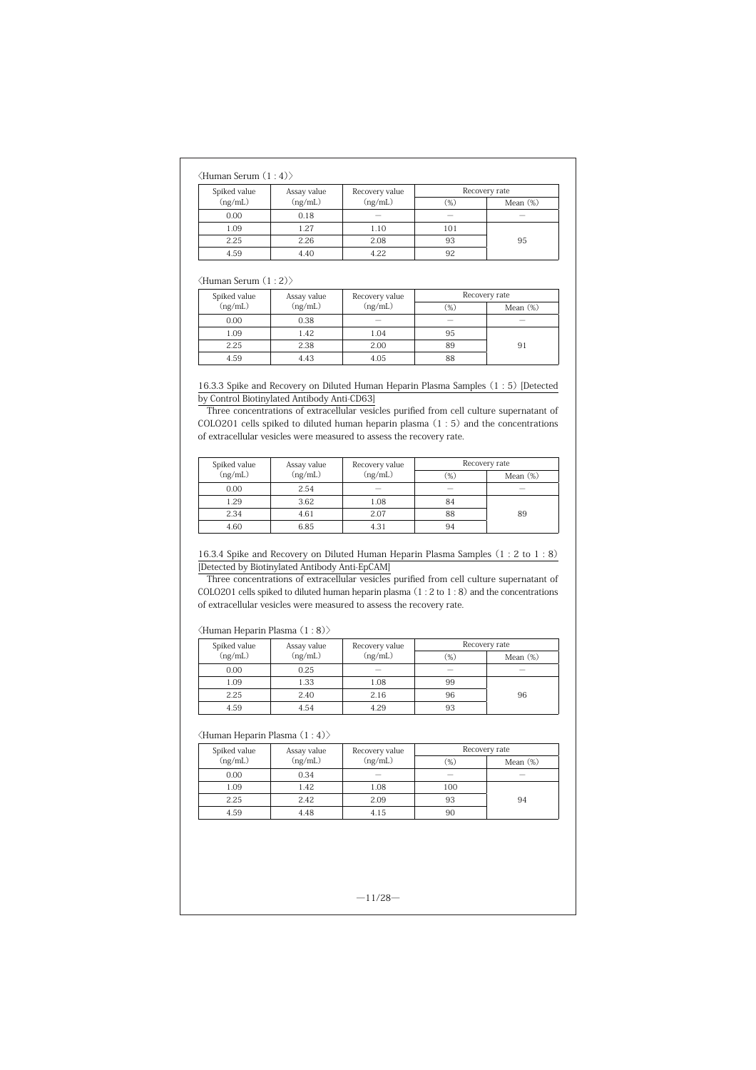〈Human Serum (1 : 4)〉

| Spiked value (ng/mL) | Assay value (ng/mL) | Recovery value (ng/mL) | Recovery rate | |
|---|---|---|---|---|
| | | | (%) | Mean (%) |
| 0.00 | 0.18 | — | — | — |
| 1.09 | 1.27 | 1.10 | 101 | 95 |
| 2.25 | 2.26 | 2.08 | 93 | |
| 4.59 | 4.40 | 4.22 | 92 | |

〈Human Serum (1 : 2)〉

| Spiked value (ng/mL) | Assay value (ng/mL) | Recovery value (ng/mL) | Recovery rate | |
|---|---|---|---|---|
| | | | (%) | Mean (%) |
| 0.00 | 0.38 | — | — | — |
| 1.09 | 1.42 | 1.04 | 95 | 91 |
| 2.25 | 2.38 | 2.00 | 89 | |
| 4.59 | 4.43 | 4.05 | 88 | |

16.3.3 Spike and Recovery on Diluted Human Heparin Plasma Samples (1 : 5) [Detected by Control Biotinylated Antibody Anti-CD63]

Three concentrations of extracellular vesicles purified from cell culture supernatant of COLO201 cells spiked to diluted human heparin plasma (1 : 5) and the concentrations of extracellular vesicles were measured to assess the recovery rate.

| Spiked value (ng/mL) | Assay value (ng/mL) | Recovery value (ng/mL) | Recovery rate | |
|---|---|---|---|---|
| | | | (%) | Mean (%) |
| 0.00 | 2.54 | — | — | — |
| 1.29 | 3.62 | 1.08 | 84 | 89 |
| 2.34 | 4.61 | 2.07 | 88 | |
| 4.60 | 6.85 | 4.31 | 94 | |

16.3.4 Spike and Recovery on Diluted Human Heparin Plasma Samples (1 : 2 to 1 : 8) [Detected by Biotinylated Antibody Anti-EpCAM]

Three concentrations of extracellular vesicles purified from cell culture supernatant of COLO201 cells spiked to diluted human heparin plasma (1 : 2 to 1 : 8) and the concentrations of extracellular vesicles were measured to assess the recovery rate.

〈Human Heparin Plasma (1 : 8)〉

| Spiked value (ng/mL) | Assay value (ng/mL) | Recovery value (ng/mL) | Recovery rate | |
|---|---|---|---|---|
| | | | (%) | Mean (%) |
| 0.00 | 0.25 | — | — | — |
| 1.09 | 1.33 | 1.08 | 99 | 96 |
| 2.25 | 2.40 | 2.16 | 96 | |
| 4.59 | 4.54 | 4.29 | 93 | |

〈Human Heparin Plasma (1 : 4)〉

| Spiked value (ng/mL) | Assay value (ng/mL) | Recovery value (ng/mL) | Recovery rate | |
|---|---|---|---|---|
| | | | (%) | Mean (%) |
| 0.00 | 0.34 | — | — | — |
| 1.09 | 1.42 | 1.08 | 100 | 94 |
| 2.25 | 2.42 | 2.09 | 93 | |
| 4.59 | 4.48 | 4.15 | 90 | |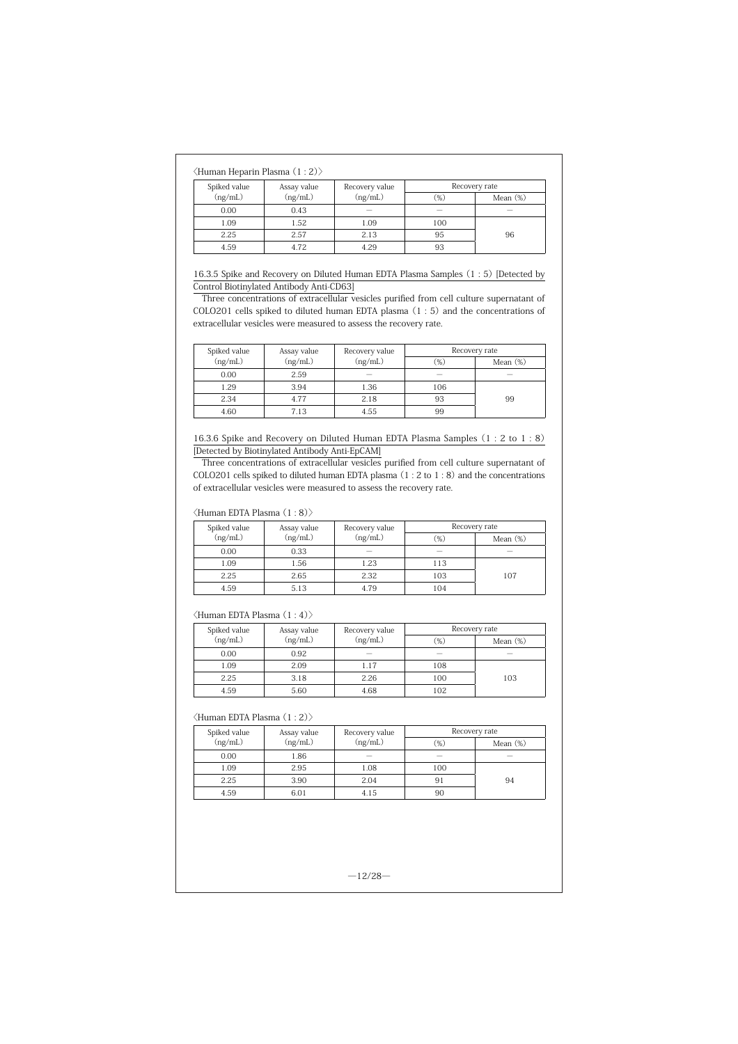〈Human Heparin Plasma (1 : 2)〉

| Spiked value (ng/mL) | Assay value (ng/mL) | Recovery value (ng/mL) | Recovery rate | |
|---|---|---|---|---|
| | | | (%) | Mean (%) |
| 0.00 | 0.43 | — | — | — |
| 1.09 | 1.52 | 1.09 | 100 | 96 |
| 2.25 | 2.57 | 2.13 | 95 | |
| 4.59 | 4.72 | 4.29 | 93 | |

16.3.5 Spike and Recovery on Diluted Human EDTA Plasma Samples (1 : 5) [Detected by Control Biotinylated Antibody Anti-CD63]

Three concentrations of extracellular vesicles purified from cell culture supernatant of COLO201 cells spiked to diluted human EDTA plasma (1 : 5) and the concentrations of extracellular vesicles were measured to assess the recovery rate.

| Spiked value (ng/mL) | Assay value (ng/mL) | Recovery value (ng/mL) | Recovery rate | |
|---|---|---|---|---|
| | | | (%) | Mean (%) |
| 0.00 | 2.59 | — | — | — |
| 1.29 | 3.94 | 1.36 | 106 | 99 |
| 2.34 | 4.77 | 2.18 | 93 | |
| 4.60 | 7.13 | 4.55 | 99 | |

16.3.6 Spike and Recovery on Diluted Human EDTA Plasma Samples (1 : 2 to 1 : 8) [Detected by Biotinylated Antibody Anti-EpCAM]

Three concentrations of extracellular vesicles purified from cell culture supernatant of COLO201 cells spiked to diluted human EDTA plasma (1 : 2 to 1 : 8) and the concentrations of extracellular vesicles were measured to assess the recovery rate.

〈Human EDTA Plasma (1 : 8)〉

| Spiked value (ng/mL) | Assay value (ng/mL) | Recovery value (ng/mL) | Recovery rate | |
|---|---|---|---|---|
| | | | (%) | Mean (%) |
| 0.00 | 0.33 | — | — | — |
| 1.09 | 1.56 | 1.23 | 113 | 107 |
| 2.25 | 2.65 | 2.32 | 103 | |
| 4.59 | 5.13 | 4.79 | 104 | |

〈Human EDTA Plasma (1 : 4)〉

| Spiked value (ng/mL) | Assay value (ng/mL) | Recovery value (ng/mL) | Recovery rate | |
|---|---|---|---|---|
| | | | (%) | Mean (%) |
| 0.00 | 0.92 | — | — | — |
| 1.09 | 2.09 | 1.17 | 108 | 103 |
| 2.25 | 3.18 | 2.26 | 100 | |
| 4.59 | 5.60 | 4.68 | 102 | |

〈Human EDTA Plasma (1 : 2)〉

| Spiked value (ng/mL) | Assay value (ng/mL) | Recovery value (ng/mL) | Recovery rate | |
|---|---|---|---|---|
| | | | (%) | Mean (%) |
| 0.00 | 1.86 | — | — | — |
| 1.09 | 2.95 | 1.08 | 100 | 94 |
| 2.25 | 3.90 | 2.04 | 91 | |
| 4.59 | 6.01 | 4.15 | 90 | |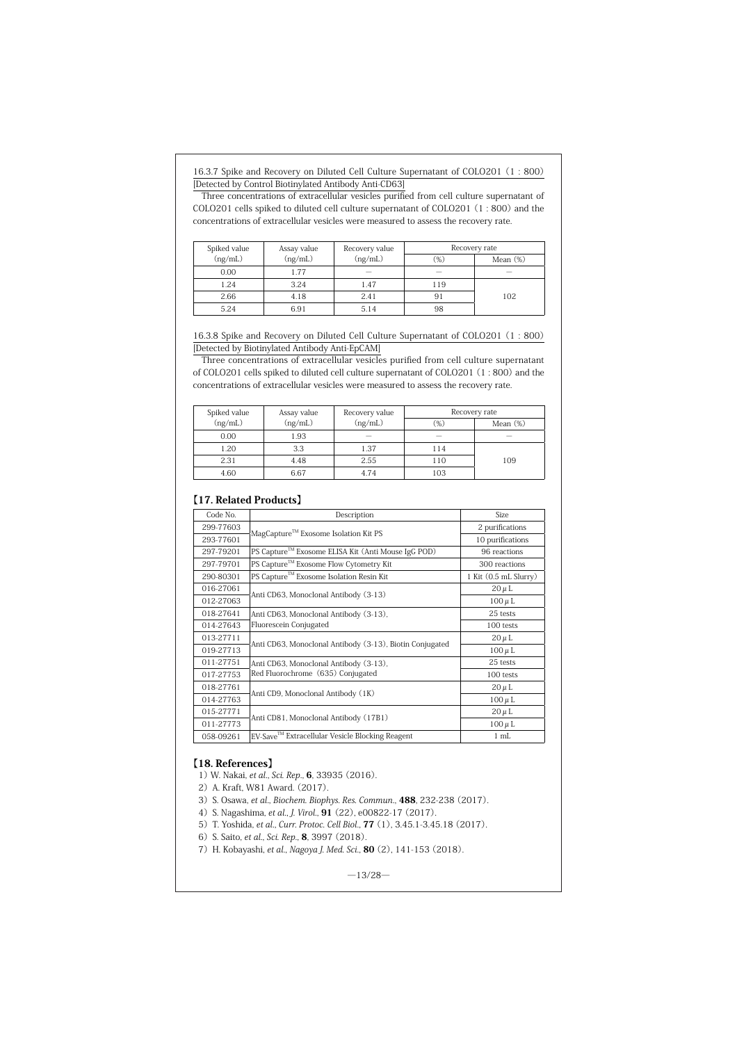### 16.3.7 Spike and Recovery on Diluted Cell Culture Supernatant of COLO201 (1 : 800) [Detected by Control Biotinylated Antibody Anti-CD63]

Three concentrations of extracellular vesicles purified from cell culture supernatant of COLO201 cells spiked to diluted cell culture supernatant of COLO201 (1 : 800) and the concentrations of extracellular vesicles were measured to assess the recovery rate.

| Spiked value (ng/mL) | Assay value (ng/mL) | Recovery value (ng/mL) | Recovery rate | |
|---|---|---|---|---|
| | | | (%) | Mean (%) |
| 0.00 | 1.77 | — | — | — |
| 1.24 | 3.24 | 1.47 | 119 | 102 |
| 2.66 | 4.18 | 2.41 | 91 | |
| 5.24 | 6.91 | 5.14 | 98 | |

### 16.3.8 Spike and Recovery on Diluted Cell Culture Supernatant of COLO201 (1 : 800) [Detected by Biotinylated Antibody Anti-EpCAM]

Three concentrations of extracellular vesicles purified from cell culture supernatant of COLO201 cells spiked to diluted cell culture supernatant of COLO201 (1 : 800) and the concentrations of extracellular vesicles were measured to assess the recovery rate.

| Spiked value (ng/mL) | Assay value (ng/mL) | Recovery value (ng/mL) | Recovery rate | |
|---|---|---|---|---|
| | | | (%) | Mean (%) |
| 0.00 | 1.93 | — | — | — |
| 1.20 | 3.3 | 1.37 | 114 | 109 |
| 2.31 | 4.48 | 2.55 | 110 | |
| 4.60 | 6.67 | 4.74 | 103 | |

## 【17. Related Products】

| Code No. | Description | Size |
|---|---|---|
| 299-77603 | MagCapture™ Exosome Isolation Kit PS | 2 purifications |
| 293-77601 | | 10 purifications |
| 297-79201 | PS Capture™ Exosome ELISA Kit (Anti Mouse IgG POD) | 96 reactions |
| 297-79701 | PS Capture™ Exosome Flow Cytometry Kit | 300 reactions |
| 290-80301 | PS Capture™ Exosome Isolation Resin Kit | 1 Kit (0.5 mL Slurry) |
| 016-27061 | Anti CD63, Monoclonal Antibody (3-13) | 20 μL |
| 012-27063 | | 100 μL |
| 018-27641 | Anti CD63, Monoclonal Antibody (3-13), Fluorescein Conjugated | 25 tests |
| 014-27643 | | 100 tests |
| 013-27711 | Anti CD63, Monoclonal Antibody (3-13), Biotin Conjugated | 20 μL |
| 019-27713 | | 100 μL |
| 011-27751 | Anti CD63, Monoclonal Antibody (3-13), Red Fluorochrome (635) Conjugated | 25 tests |
| 017-27753 | | 100 tests |
| 018-27761 | Anti CD9, Monoclonal Antibody (1K) | 20 μL |
| 014-27763 | | 100 μL |
| 015-27771 | Anti CD81, Monoclonal Antibody (17B1) | 20 μL |
| 011-27773 | | 100 μL |
| 058-09261 | EV-Save™ Extracellular Vesicle Blocking Reagent | 1 mL |

## 【18. References】

1) W. Nakai, *et al*., *Sci. Rep.*, **6**, 33935 (2016).
2) A. Kraft, W81 Award. (2017).
3) S. Osawa, *et al*., *Biochem. Biophys. Res. Commun.*, **488**, 232-238 (2017).
4) S. Nagashima, *et al*., *J. Virol.*, **91** (22), e00822-17 (2017).
5) T. Yoshida, *et al*., *Curr. Protoc. Cell Biol.*, **77** (1), 3.45.1-3.45.18 (2017).
6) S. Saito, *et al*., *Sci. Rep.*, **8**, 3997 (2018).
7) H. Kobayashi, *et al*., *Nagoya J. Med. Sci.*, **80** (2), 141-153 (2018).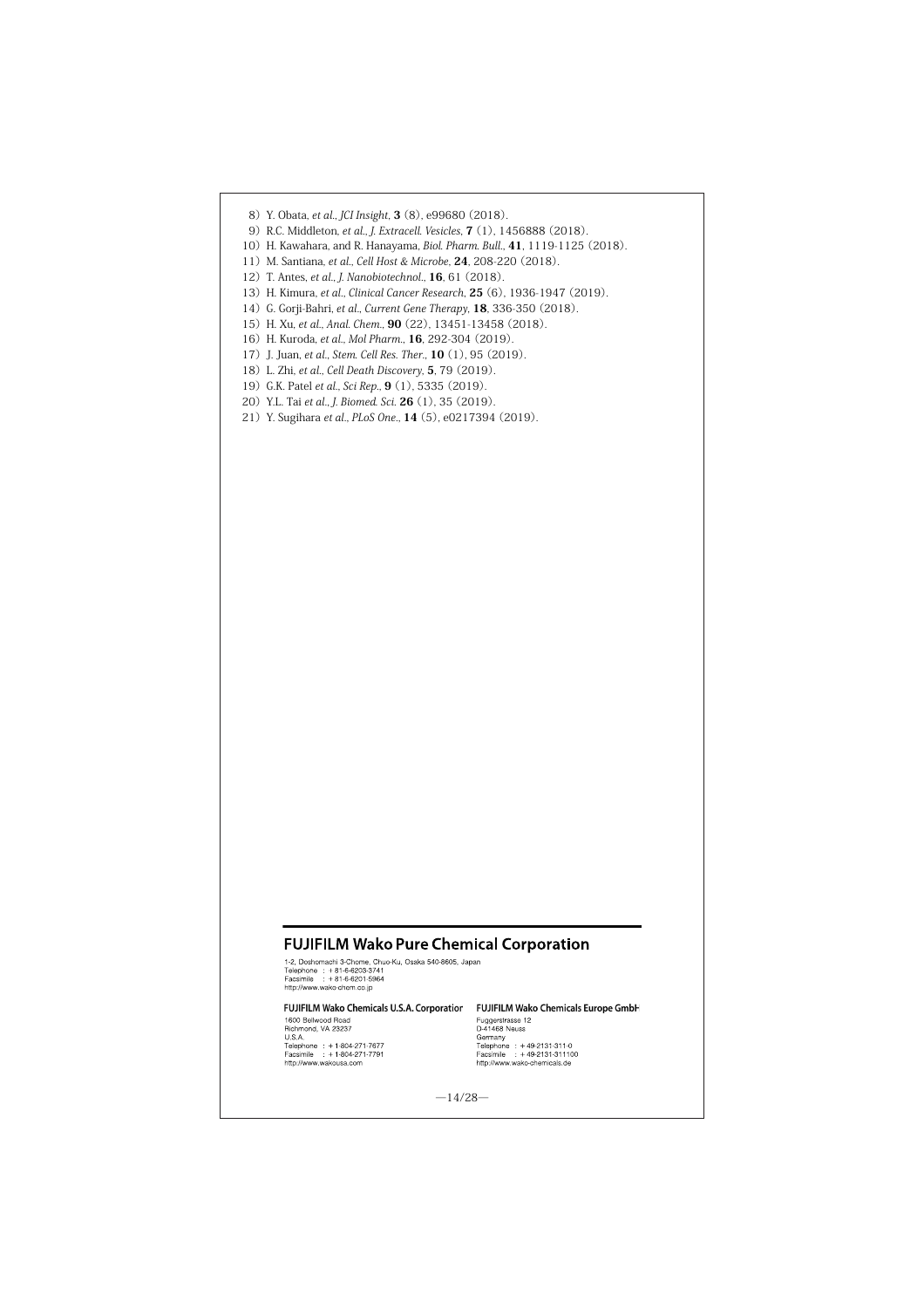8) Y. Obata, *et al.*, *JCI Insight*, **3** (8), e99680 (2018).
9) R.C. Middleton, *et al.*, *J. Extracell. Vesicles*, **7** (1), 1456888 (2018).
10) H. Kawahara, and R. Hanayama, *Biol. Pharm. Bull.*, **41**, 1119-1125 (2018).
11) M. Santiana, *et al.*, *Cell Host & Microbe*, **24**, 208-220 (2018).
12) T. Antes, *et al.*, *J. Nanobiotechnol.*, **16**, 61 (2018).
13) H. Kimura, *et al.*, *Clinical Cancer Research*, **25** (6), 1936-1947 (2019).
14) G. Gorji-Bahri, *et al.*, *Current Gene Therapy*, **18**, 336-350 (2018).
15) H. Xu, *et al.*, *Anal. Chem.*, **90** (22), 13451-13458 (2018).
16) H. Kuroda, *et al.*, *Mol Pharm.*, **16**, 292-304 (2019).
17) J. Juan, *et al.*, *Stem. Cell Res. Ther.*, **10** (1), 95 (2019).
18) L. Zhi, *et al.*, *Cell Death Discovery*, **5**, 79 (2019).
19) G.K. Patel *et al.*, *Sci Rep.*, **9** (1), 5335 (2019).
20) Y.L. Tai *et al.*, *J. Biomed. Sci.* **26** (1), 35 (2019).
21) Y. Sugihara *et al.*, *PLoS One.*, **14** (5), e0217394 (2019).

## FUJIFILM Wako Pure Chemical Corporation

1-2, Doshomachi 3-Chome, Chuo-Ku, Osaka 540-8605, Japan
Telephone : +81-6-6203-3741
Facsimile : +81-6-6201-5964
http://www.wako-chem.co.jp

**FUJIFILM Wako Chemicals U.S.A. Corporation**
1600 Bellwood Road
Richmond, VA 23237
U.S.A.
Telephone : +1-804-271-7677
Facsimile : +1-804-271-7791
http://www.wakousa.com

**FUJIFILM Wako Chemicals Europe GmbH**
Fuggerstrasse 12
D-41468 Neuss
Germany
Telephone : +49-2131-311-0
Facsimile : +49-2131-311100
http://www.wako-chemicals.de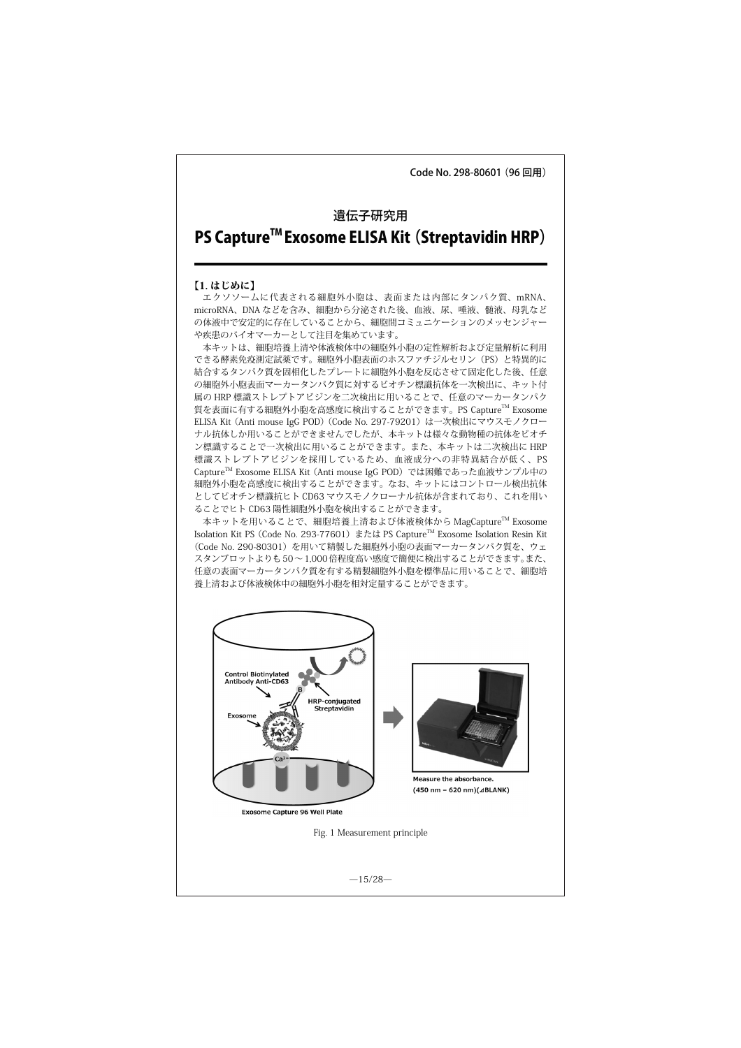Code No. 298-80601（96 回用）

遺伝子研究用

# PS Capture™ Exosome ELISA Kit（Streptavidin HRP）

## 【1. はじめに】

エクソソームに代表される細胞外小胞は、表面または内部にタンパク質、mRNA、microRNA、DNA などを含み、細胞から分泌された後、血液、尿、唾液、髄液、母乳などの体液中で安定的に存在していることから、細胞間コミュニケーションのメッセンジャーや疾患のバイオマーカーとして注目を集めています。

本キットは、細胞培養上清や体液検体中の細胞外小胞の定性解析および定量解析に利用できる酵素免疫測定試薬です。細胞外小胞表面のホスファチジルセリン（PS）と特異的に結合するタンパク質を固相化したプレートに細胞外小胞を反応させて固定化した後、任意の細胞外小胞表面マーカータンパク質に対するビオチン標識抗体を一次検出に、キット付属の HRP 標識ストレプトアビジンを二次検出に用いることで、任意のマーカータンパク質を表面に有する細胞外小胞を高感度に検出することができます。PS Capture™ Exosome ELISA Kit（Anti mouse IgG POD）（Code No. 297-79201）は一次検出にマウスモノクローナル抗体しか用いることができませんでしたが、本キットは様々な動物種の抗体をビオチン標識することで一次検出に用いることができます。また、本キットは二次検出に HRP 標識ストレプトアビジンを採用しているため、血液成分への非特異結合が低く、PS Capture™ Exosome ELISA Kit（Anti mouse IgG POD）では困難であった血液サンプル中の細胞外小胞を高感度に検出することができます。なお、キットにはコントロール検出抗体としてビオチン標識抗ヒト CD63 マウスモノクローナル抗体が含まれており、これを用いることでヒト CD63 陽性細胞外小胞を検出することができます。

本キットを用いることで、細胞培養上清および体液検体から MagCapture™ Exosome Isolation Kit PS（Code No. 293-77601）または PS Capture™ Exosome Isolation Resin Kit（Code No. 290-80301）を用いて精製した細胞外小胞の表面マーカータンパク質を、ウェスタンブロットよりも 50 ～ 1,000 倍程度高い感度で簡便に検出することができます。また、任意の表面マーカータンパク質を有する精製細胞外小胞を標準品に用いることで、細胞培養上清および体液検体中の細胞外小胞を相対定量することができます。

Control Biotinylated Antibody Anti-CD63
HRP-conjugated Streptavidin
Exosome
Exosome Capture 96 Well Plate
Measure the absorbance. (450 nm − 620 nm)(⊿BLANK)

Fig. 1 Measurement principle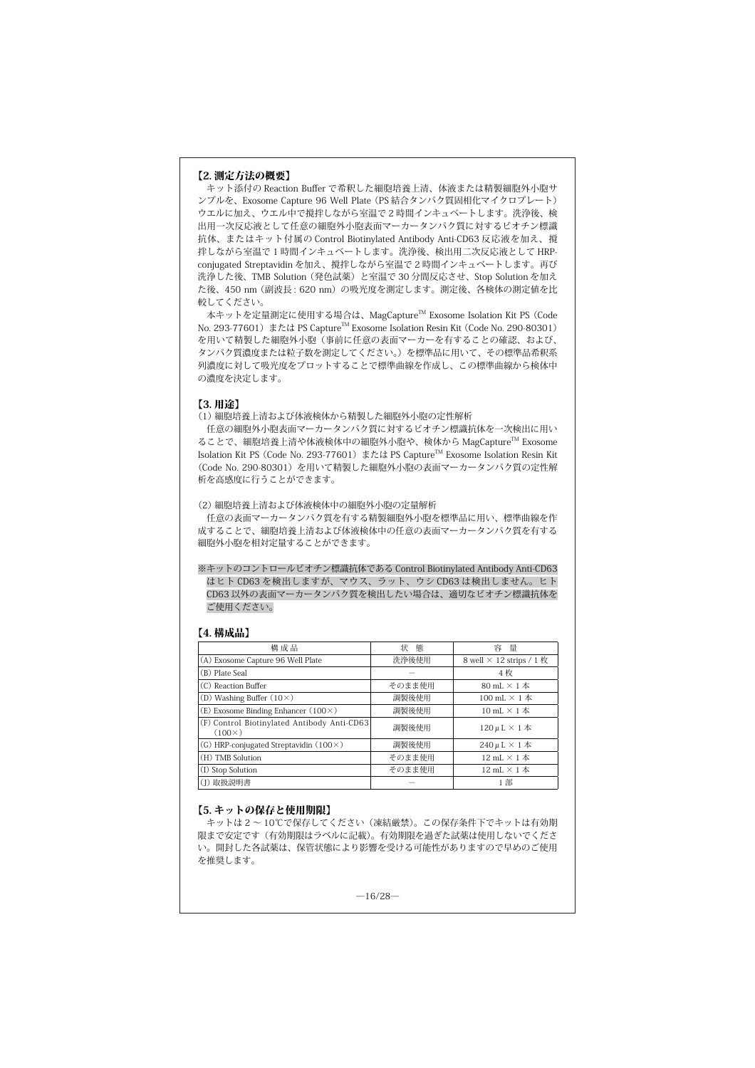## 【2. 測定方法の概要】

キット添付の Reaction Buffer で希釈した細胞培養上清、体液または精製細胞外小胞サンプルを、Exosome Capture 96 Well Plate（PS 結合タンパク質固相化マイクロプレート）ウエルに加え、ウエル中で撹拌しながら室温で 2 時間インキュベートします。洗浄後、検出用一次反応液として任意の細胞外小胞表面マーカータンパク質に対するビオチン標識抗体、またはキット付属の Control Biotinylated Antibody Anti-CD63 反応液を加え、撹拌しながら室温で 1 時間インキュベートします。洗浄後、検出用二次反応液として HRP-conjugated Streptavidin を加え、撹拌しながら室温で 2 時間インキュベートします。再び洗浄した後、TMB Solution（発色試薬）と室温で 30 分間反応させ、Stop Solution を加えた後、450 nm（副波長：620 nm）の吸光度を測定します。測定後、各検体の測定値を比較してください。

本キットを定量測定に使用する場合は、MagCapture™ Exosome Isolation Kit PS（Code No. 293-77601）または PS Capture™ Exosome Isolation Resin Kit（Code No. 290-80301）を用いて精製した細胞外小胞（事前に任意の表面マーカーを有することの確認、および、タンパク質濃度または粒子数を測定してください。）を標準品に用いて、その標準品希釈系列濃度に対して吸光度をプロットすることで標準曲線を作成し、この標準曲線から検体中の濃度を決定します。

## 【3. 用途】

(1) 細胞培養上清および体液検体から精製した細胞外小胞の定性解析

任意の細胞外小胞表面マーカータンパク質に対するビオチン標識抗体を一次検出に用いることで、細胞培養上清や体液検体中の細胞外小胞や、検体から MagCapture™ Exosome Isolation Kit PS（Code No. 293-77601）または PS Capture™ Exosome Isolation Resin Kit（Code No. 290-80301）を用いて精製した細胞外小胞の表面マーカータンパク質の定性解析を高感度に行うことができます。

(2) 細胞培養上清および体液検体中の細胞外小胞の定量解析

任意の表面マーカータンパク質を有する精製細胞外小胞を標準品に用い、標準曲線を作成することで、細胞培養上清および体液検体中の任意の表面マーカータンパク質を有する細胞外小胞を相対定量することができます。

※キットのコントロールビオチン標識抗体である Control Biotinylated Antibody Anti-CD63 はヒト CD63 を検出しますが、マウス、ラット、ウシ CD63 は検出しません。ヒト CD63 以外の表面マーカータンパク質を検出したい場合は、適切なビオチン標識抗体をご使用ください。

## 【4. 構成品】

| 構 成 品 | 状 態 | 容 量 |
|---|---|---|
| (A) Exosome Capture 96 Well Plate | 洗浄後使用 | 8 well × 12 strips / 1 枚 |
| (B) Plate Seal | − | 4 枚 |
| (C) Reaction Buffer | そのまま使用 | 80 mL × 1 本 |
| (D) Washing Buffer (10×) | 調製後使用 | 100 mL × 1 本 |
| (E) Exosome Binding Enhancer (100×) | 調製後使用 | 10 mL × 1 本 |
| (F) Control Biotinylated Antibody Anti-CD63 (100×) | 調製後使用 | 120 μL × 1 本 |
| (G) HRP-conjugated Streptavidin (100×) | 調製後使用 | 240 μL × 1 本 |
| (H) TMB Solution | そのまま使用 | 12 mL × 1 本 |
| (I) Stop Solution | そのまま使用 | 12 mL × 1 本 |
| (J) 取扱説明書 | − | 1 部 |

## 【5. キットの保存と使用期限】

キットは 2 〜 10℃で保存してください（凍結厳禁）。この保存条件下でキットは有効期限まで安定です（有効期限はラベルに記載）。有効期限を過ぎた試薬は使用しないでください。開封した各試薬は、保管状態により影響を受ける可能性がありますので早めのご使用を推奨します。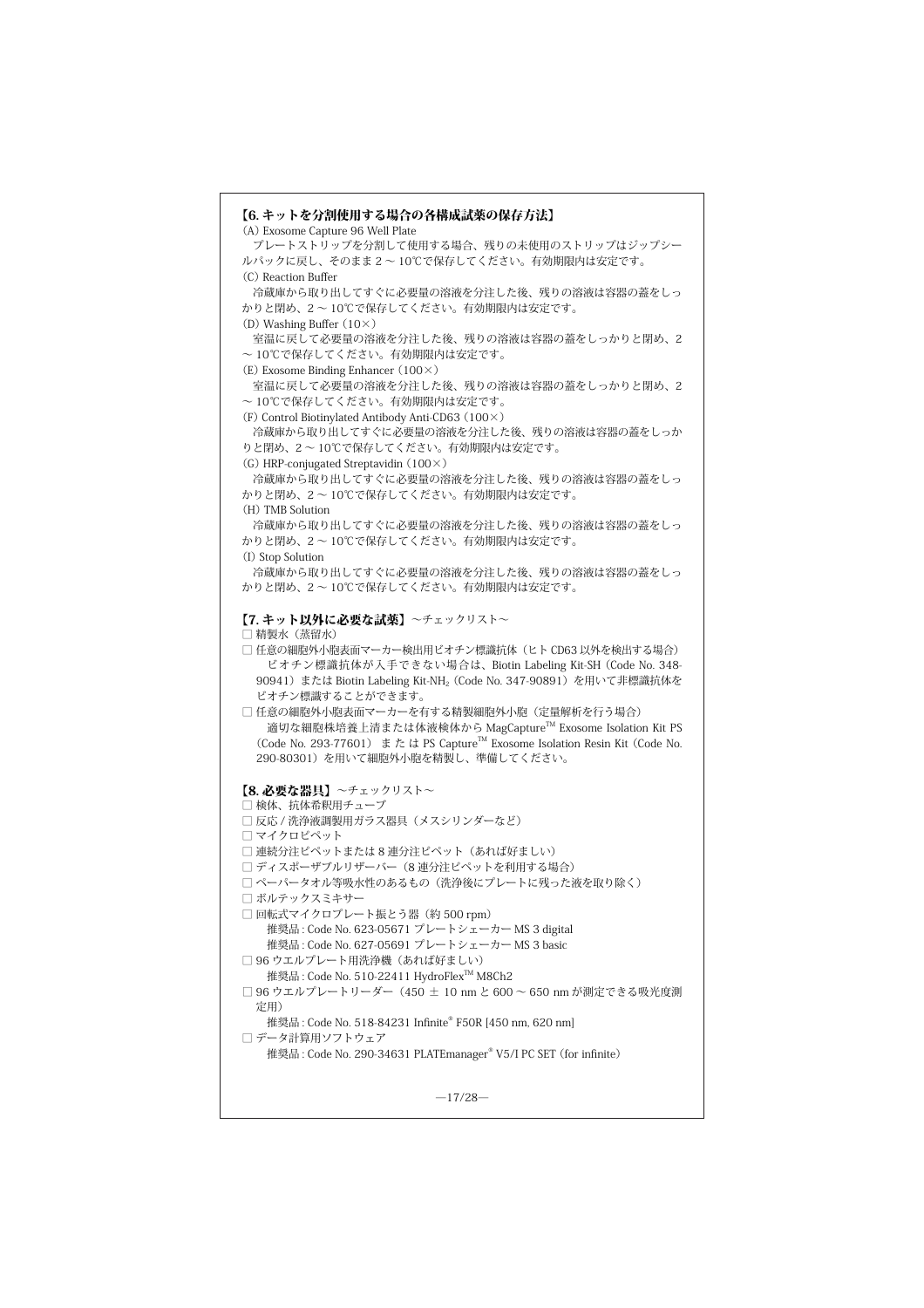## 【6. キットを分割使用する場合の各構成試薬の保存方法】

(A) Exosome Capture 96 Well Plate

プレートストリップを分割して使用する場合、残りの未使用のストリップはジップシールパックに戻し、そのまま 2 ～ 10℃で保存してください。有効期限内は安定です。

(C) Reaction Buffer

冷蔵庫から取り出してすぐに必要量の溶液を分注した後、残りの溶液は容器の蓋をしっかりと閉め、2 ～ 10℃で保存してください。有効期限内は安定です。

(D) Washing Buffer（10×）

室温に戻して必要量の溶液を分注した後、残りの溶液は容器の蓋をしっかりと閉め、2 ～ 10℃で保存してください。有効期限内は安定です。

(E) Exosome Binding Enhancer（100×）

室温に戻して必要量の溶液を分注した後、残りの溶液は容器の蓋をしっかりと閉め、2 ～ 10℃で保存してください。有効期限内は安定です。

(F) Control Biotinylated Antibody Anti-CD63（100×）

冷蔵庫から取り出してすぐに必要量の溶液を分注した後、残りの溶液は容器の蓋をしっかりと閉め、2 ～ 10℃で保存してください。有効期限内は安定です。

(G) HRP-conjugated Streptavidin（100×）

冷蔵庫から取り出してすぐに必要量の溶液を分注した後、残りの溶液は容器の蓋をしっかりと閉め、2 ～ 10℃で保存してください。有効期限内は安定です。

(H) TMB Solution

冷蔵庫から取り出してすぐに必要量の溶液を分注した後、残りの溶液は容器の蓋をしっかりと閉め、2 ～ 10℃で保存してください。有効期限内は安定です。

(I) Stop Solution

冷蔵庫から取り出してすぐに必要量の溶液を分注した後、残りの溶液は容器の蓋をしっかりと閉め、2 ～ 10℃で保存してください。有効期限内は安定です。

## 【7. キット以外に必要な試薬】～チェックリスト～

- □ 精製水（蒸留水）
- □ 任意の細胞外小胞表面マーカー検出用ビオチン標識抗体（ヒト CD63 以外を検出する場合）
  ビオチン標識抗体が入手できない場合は、Biotin Labeling Kit-SH（Code No. 348-90941）または Biotin Labeling Kit-$NH_2$（Code No. 347-90891）を用いて非標識抗体をビオチン標識することができます。
- □ 任意の細胞外小胞表面マーカーを有する精製細胞外小胞（定量解析を行う場合）
  適切な細胞株培養上清または体液検体から MagCapture™ Exosome Isolation Kit PS（Code No. 293-77601）または PS Capture™ Exosome Isolation Resin Kit（Code No. 290-80301）を用いて細胞外小胞を精製し、準備してください。

## 【8. 必要な器具】～チェックリスト～

- □ 検体、抗体希釈用チューブ
- □ 反応 / 洗浄液調製用ガラス器具（メスシリンダーなど）
- □ マイクロピペット
- □ 連続分注ピペットまたは 8 連分注ピペット（あれば好ましい）
- □ ディスポーザブルリザーバー（8 連分注ピペットを利用する場合）
- □ ペーパータオル等吸水性のあるもの（洗浄後にプレートに残った液を取り除く）
- □ ボルテックスミキサー
- □ 回転式マイクロプレート振とう器（約 500 rpm）
  推奨品 : Code No. 623-05671 プレートシェーカー MS 3 digital
  推奨品 : Code No. 627-05691 プレートシェーカー MS 3 basic
- □ 96 ウエルプレート用洗浄機（あれば好ましい）
  推奨品 : Code No. 510-22411 HydroFlex™ M8Ch2
- □ 96 ウエルプレートリーダー（450 ± 10 nm と 600 ～ 650 nm が測定できる吸光度測定用）
  推奨品 : Code No. 518-84231 Infinite® F50R [450 nm, 620 nm]
- □ データ計算用ソフトウェア
  推奨品 : Code No. 290-34631 PLATEmanager® V5/I PC SET（for infinite）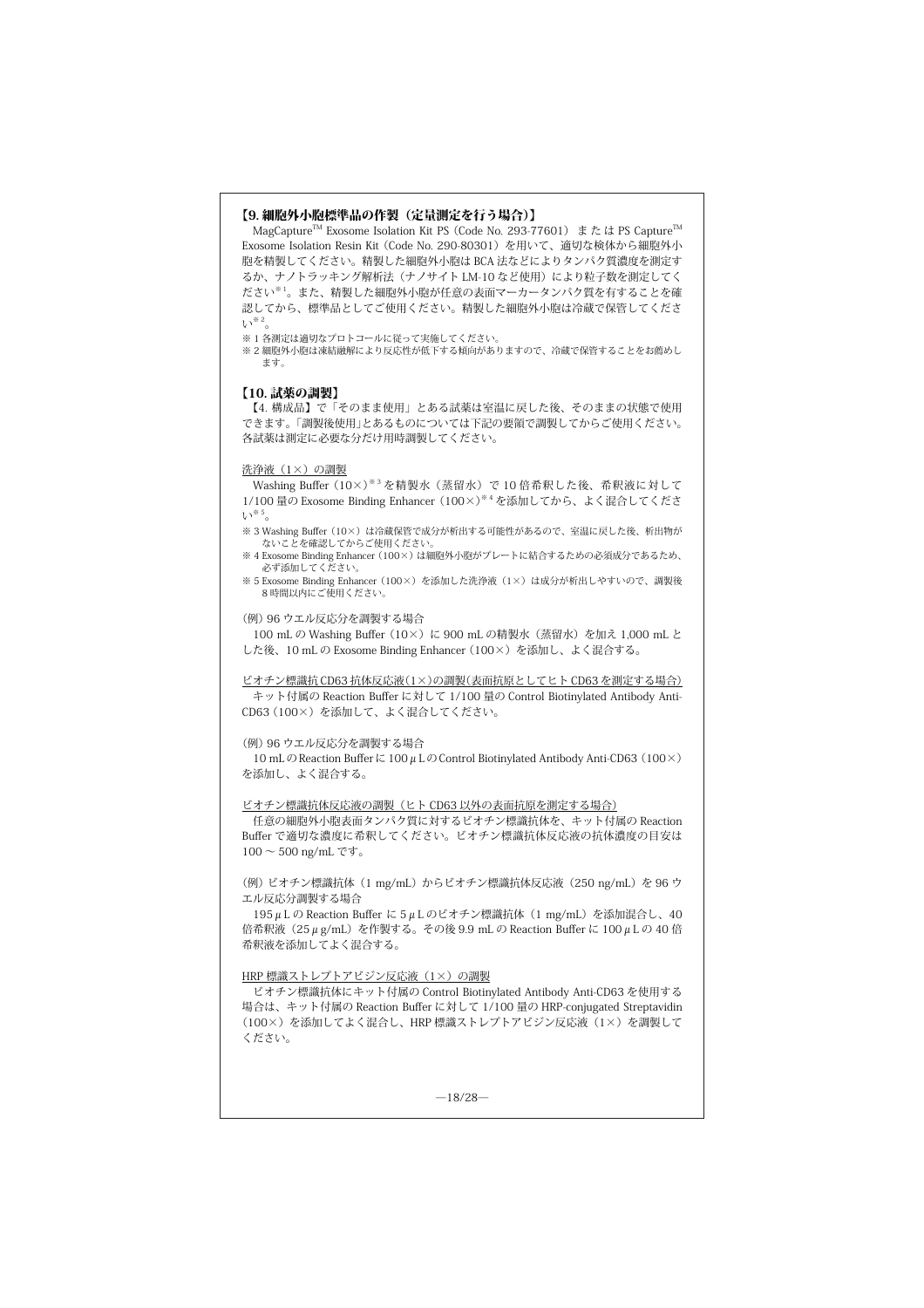## 【9. 細胞外小胞標準品の作製（定量測定を行う場合）】

MagCapture™ Exosome Isolation Kit PS（Code No. 293-77601）または PS Capture™ Exosome Isolation Resin Kit（Code No. 290-80301）を用いて、適切な検体から細胞外小胞を精製してください。精製した細胞外小胞は BCA 法などによりタンパク質濃度を測定するか、ナノトラッキング解析法（ナノサイト LM-10 など使用）により粒子数を測定してください[※1]。また、精製した細胞外小胞が任意の表面マーカータンパク質を有することを確認してから、標準品としてご使用ください。精製した細胞外小胞は冷蔵で保管してください[※2]。

※ 1 各測定は適切なプロトコールに従って実施してください。
※ 2 細胞外小胞は凍結融解により反応性が低下する傾向がありますので、冷蔵で保管することをお薦めします。

## 【10. 試薬の調製】

【4. 構成品】で「そのまま使用」とある試薬は室温に戻した後、そのままの状態で使用できます。「調製後使用」とあるものについては下記の要領で調製してからご使用ください。各試薬は測定に必要な分だけ用時調製してください。

<u>洗浄液（1×）の調製</u>

Washing Buffer（10×）[※3]を精製水（蒸留水）で 10 倍希釈した後、希釈液に対して 1/100 量の Exosome Binding Enhancer（100×）[※4]を添加してから、よく混合してください[※5]。

※ 3 Washing Buffer（10×）は冷蔵保管で成分が析出する可能性があるので、室温に戻した後、析出物がないことを確認してからご使用ください。
※ 4 Exosome Binding Enhancer（100×）は細胞外小胞がプレートに結合するための必須成分であるため、必ず添加してください。
※ 5 Exosome Binding Enhancer（100×）を添加した洗浄液（1×）は成分が析出しやすいので、調製後 8 時間以内にご使用ください。

(例) 96 ウエル反応分を調製する場合

100 mL の Washing Buffer（10×）に 900 mL の精製水（蒸留水）を加え 1,000 mL とした後、10 mL の Exosome Binding Enhancer（100×）を添加し、よく混合する。

<u>ビオチン標識抗CD63抗体反応液(1×)の調製(表面抗原としてヒトCD63を測定する場合)</u>

キット付属の Reaction Buffer に対して 1/100 量の Control Biotinylated Antibody Anti-CD63（100×）を添加して、よく混合してください。

(例) 96 ウエル反応分を調製する場合

10 mL の Reaction Buffer に 100 μL の Control Biotinylated Antibody Anti-CD63（100×）を添加し、よく混合する。

<u>ビオチン標識抗体反応液の調製（ヒト CD63 以外の表面抗原を測定する場合）</u>

任意の細胞外小胞表面タンパク質に対するビオチン標識抗体を、キット付属の Reaction Buffer で適切な濃度に希釈してください。ビオチン標識抗体反応液の抗体濃度の目安は 100 ～ 500 ng/mL です。

(例) ビオチン標識抗体（1 mg/mL）からビオチン標識抗体反応液（250 ng/mL）を 96 ウエル反応分調製する場合

195 μL の Reaction Buffer に 5 μL のビオチン標識抗体（1 mg/mL）を添加混合し、40 倍希釈液（25 μg/mL）を作製する。その後 9.9 mL の Reaction Buffer に 100 μL の 40 倍希釈液を添加してよく混合する。

<u>HRP 標識ストレプトアビジン反応液（1×）の調製</u>

ビオチン標識抗体にキット付属の Control Biotinylated Antibody Anti-CD63 を使用する場合は、キット付属の Reaction Buffer に対して 1/100 量の HRP-conjugated Streptavidin（100×）を添加してよく混合し、HRP 標識ストレプトアビジン反応液（1×）を調製してください。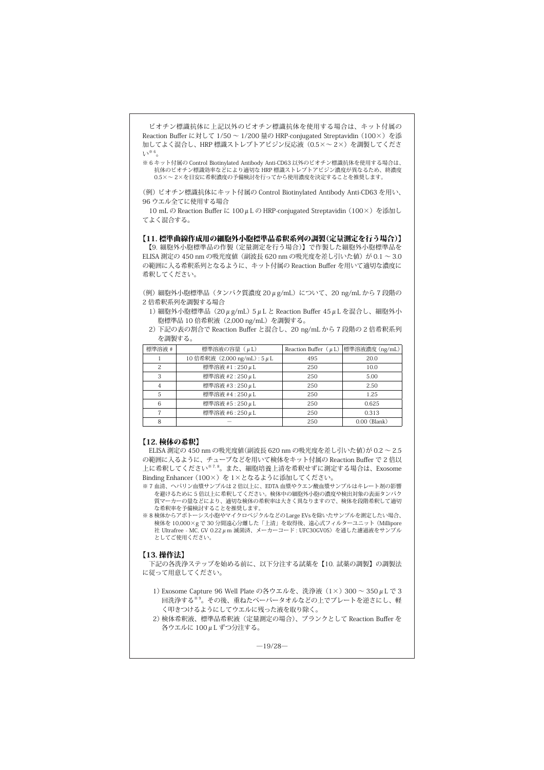ビオチン標識抗体に上記以外のビオチン標識抗体を使用する場合は、キット付属の Reaction Buffer に対して 1/50 ～ 1/200 量の HRP-conjugated Streptavidin（100×）を添加してよく混合し、HRP 標識ストレプトアビジン反応液（0.5×～ 2×）を調製してください[※6]。

※ 6 キット付属の Control Biotinylated Antibody Anti-CD63 以外のビオチン標識抗体を使用する場合は、抗体のビオチン標識効率などにより適切な HRP 標識ストレプトアビジン濃度が異なるため、終濃度 0.5×～ 2×を目安に希釈濃度の予備検討を行ってから使用濃度を決定することを推奨します。

（例）ビオチン標識抗体にキット付属の Control Biotinylated Antibody Anti-CD63 を用い、96 ウエル全てに使用する場合

10 mL の Reaction Buffer に 100 μL の HRP-conjugated Streptavidin（100×）を添加してよく混合する。

## 【11. 標準曲線作成用の細胞外小胞標準品希釈系列の調製（定量測定を行う場合）】

【9. 細胞外小胞標準品の作製（定量測定を行う場合）】で作製した細胞外小胞標準品を ELISA 測定の 450 nm の吸光度値（副波長 620 nm の吸光度を差し引いた値）が 0.1 ～ 3.0 の範囲に入る希釈系列となるように、キット付属の Reaction Buffer を用いて適切な濃度に希釈してください。

（例）細胞外小胞標準品（タンパク質濃度 20 μg/mL）について、20 ng/mL から 7 段階の 2 倍希釈系列を調製する場合

1) 細胞外小胞標準品（20 μg/mL）5 μL と Reaction Buffer 45 μL を混合し、細胞外小胞標準品 10 倍希釈液（2,000 ng/mL）を調製する。
2) 下記の表の割合で Reaction Buffer と混合し、20 ng/mL から 7 段階の 2 倍希釈系列を調製する。

| 標準溶液 # | 標準溶液の容量（μL） | Reaction Buffer（μL） | 標準溶液濃度（ng/mL） |
|---|---|---|---|
| 1 | 10 倍希釈液（2,000 ng/mL）: 5 μL | 495 | 20.0 |
| 2 | 標準溶液 #1 : 250 μL | 250 | 10.0 |
| 3 | 標準溶液 #2 : 250 μL | 250 | 5.00 |
| 4 | 標準溶液 #3 : 250 μL | 250 | 2.50 |
| 5 | 標準溶液 #4 : 250 μL | 250 | 1.25 |
| 6 | 標準溶液 #5 : 250 μL | 250 | 0.625 |
| 7 | 標準溶液 #6 : 250 μL | 250 | 0.313 |
| 8 | — | 250 | 0.00（Blank） |

## 【12. 検体の希釈】

ELISA 測定の 450 nm の吸光度値（副波長 620 nm の吸光度を差し引いた値）が 0.2 ～ 2.5 の範囲に入るように、チューブなどを用いて検体をキット付属の Reaction Buffer で 2 倍以上に希釈してください[※7, 8]。また、細胞培養上清を希釈せずに測定する場合は、Exosome Binding Enhancer（100×）を 1×となるように添加してください。

※ 7 血清、ヘパリン血漿サンプルは 2 倍以上に、EDTA 血漿やクエン酸血漿サンプルはキレート剤の影響を避けるために 5 倍以上に希釈してください。検体中の細胞外小胞の濃度や検出対象の表面タンパク質マーカーの量などにより、適切な検体の希釈率は大きく異なりますので、検体を段階希釈して適切な希釈率を予備検討することを推奨します。

※ 8 検体からアポトーシス小胞やマイクロベジクルなどの Large EVs を除いたサンプルを測定したい場合、検体を 10,000×g で 30 分間遠心分離した「上清」を取得後、遠心式フィルターユニット（Millipore 社 Ultrafree - MC, GV 0.22 μm 滅菌済、メーカーコード : UFC30GV0S）を通した濾過液をサンプルとしてご使用ください。

## 【13. 操作法】

下記の各洗浄ステップを始める前に、以下分注する試薬を【10. 試薬の調製】の調製法に従って用意してください。

1) Exosome Capture 96 Well Plate の各ウエルを、洗浄液（1×）300 ～ 350 μL で 3 回洗浄する[※9]。その後、重ねたペーパータオルなどの上でプレートを逆さにし、軽く叩きつけるようにしてウエルに残った液を取り除く。
2) 検体希釈液、標準品希釈液（定量測定の場合）、ブランクとして Reaction Buffer を各ウエルに 100 μL ずつ分注する。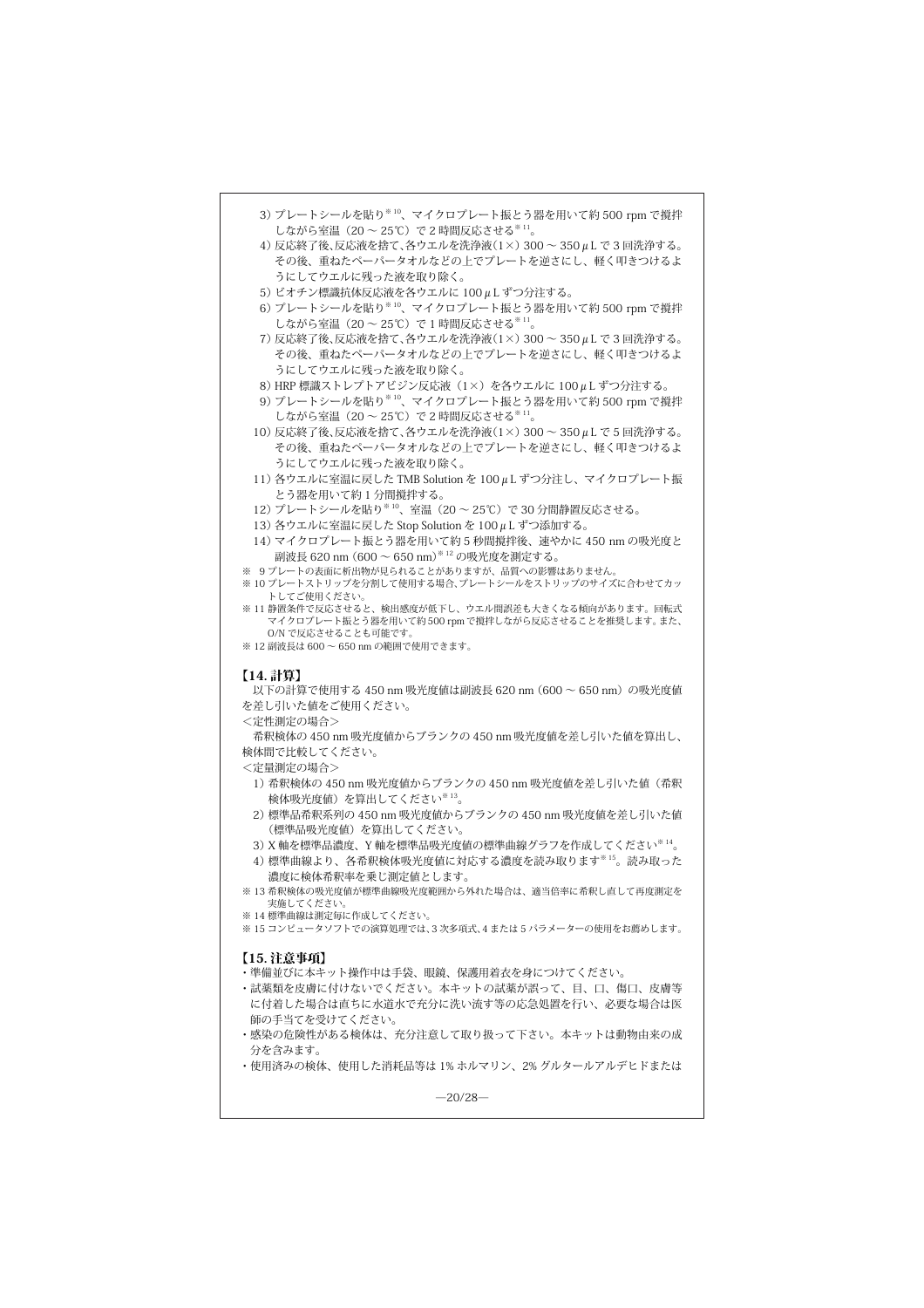3) プレートシールを貼り[※10]、マイクロプレート振とう器を用いて約 500 rpm で撹拌しながら室温（20 ～ 25℃）で 2 時間反応させる[※11]。
4) 反応終了後、反応液を捨て、各ウエルを洗浄液(1×) 300 ～ 350 μL で 3 回洗浄する。その後、重ねたペーパータオルなどの上でプレートを逆さにし、軽く叩きつけるようにしてウエルに残った液を取り除く。
5) ビオチン標識抗体反応液を各ウエルに 100 μL ずつ分注する。
6) プレートシールを貼り[※10]、マイクロプレート振とう器を用いて約 500 rpm で撹拌しながら室温（20 ～ 25℃）で 1 時間反応させる[※11]。
7) 反応終了後、反応液を捨て、各ウエルを洗浄液(1×) 300 ～ 350 μL で 3 回洗浄する。その後、重ねたペーパータオルなどの上でプレートを逆さにし、軽く叩きつけるようにしてウエルに残った液を取り除く。
8) HRP 標識ストレプトアビジン反応液（1×）を各ウエルに 100 μL ずつ分注する。
9) プレートシールを貼り[※10]、マイクロプレート振とう器を用いて約 500 rpm で撹拌しながら室温（20 ～ 25℃）で 2 時間反応させる[※11]。
10) 反応終了後、反応液を捨て、各ウエルを洗浄液(1×) 300 ～ 350 μL で 5 回洗浄する。その後、重ねたペーパータオルなどの上でプレートを逆さにし、軽く叩きつけるようにしてウエルに残った液を取り除く。
11) 各ウエルに室温に戻した TMB Solution を 100 μL ずつ分注し、マイクロプレート振とう器を用いて約 1 分間撹拌する。
12) プレートシールを貼り[※10]、室温（20 ～ 25℃）で 30 分間静置反応させる。
13) 各ウエルに室温に戻した Stop Solution を 100 μL ずつ添加する。
14) マイクロプレート振とう器を用いて約 5 秒間撹拌後、速やかに 450 nm の吸光度と副波長 620 nm（600 ～ 650 nm）[※12] の吸光度を測定する。

※ 9 プレートの表面に析出物が見られることがありますが、品質への影響はありません。
※ 10 プレートストリップを分割して使用する場合、プレートシールをストリップのサイズに合わせてカットしてご使用ください。
※ 11 静置条件で反応させると、検出感度が低下し、ウエル間誤差も大きくなる傾向があります。回転式マイクロプレート振とう器を用いて約 500 rpm で撹拌しながら反応させることを推奨します。また、O/N で反応させることも可能です。
※ 12 副波長は 600 ～ 650 nm の範囲で使用できます。

## 【14. 計算】

以下の計算で使用する 450 nm 吸光度値は副波長 620 nm（600 ～ 650 nm）の吸光度値を差し引いた値をご使用ください。

＜定性測定の場合＞

希釈検体の 450 nm 吸光度値からブランクの 450 nm 吸光度値を差し引いた値を算出し、検体間で比較してください。

＜定量測定の場合＞

1) 希釈検体の 450 nm 吸光度値からブランクの 450 nm 吸光度値を差し引いた値（希釈検体吸光度値）を算出してください[※13]。
2) 標準品希釈系列の 450 nm 吸光度値からブランクの 450 nm 吸光度値を差し引いた値（標準品吸光度値）を算出してください。
3) X 軸を標準品濃度、Y 軸を標準品吸光度値の標準曲線グラフを作成してください[※14]。
4) 標準曲線より、各希釈検体吸光度値に対応する濃度を読み取ります[※15]。読み取った濃度に検体希釈率を乗じ測定値とします。

※ 13 希釈検体の吸光度値が標準曲線吸光度範囲から外れた場合は、適当倍率に希釈し直して再度測定を実施してください。
※ 14 標準曲線は測定毎に作成してください。
※ 15 コンピュータソフトでの演算処理では、3 次多項式、4 または 5 パラメーターの使用をお薦めします。

## 【15. 注意事項】

- 準備並びに本キット操作中は手袋、眼鏡、保護用着衣を身につけてください。
- 試薬類を皮膚に付けないでください。本キットの試薬が誤って、目、口、傷口、皮膚等に付着した場合は直ちに水道水で充分に洗い流す等の応急処置を行い、必要な場合は医師の手当てを受けてください。
- 感染の危険性がある検体は、充分注意して取り扱って下さい。本キットは動物由来の成分を含みます。
- 使用済みの検体、使用した消耗品等は 1% ホルマリン、2% グルタールアルデヒドまたは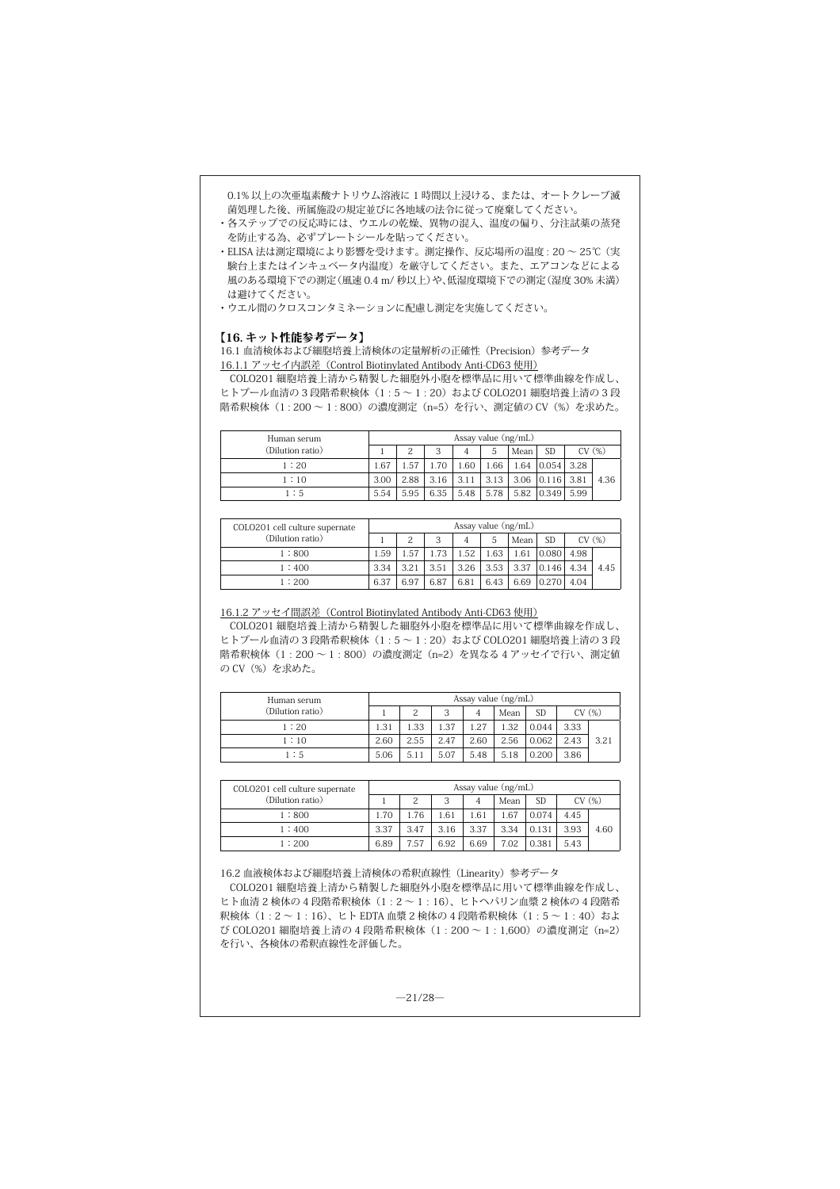0.1% 以上の次亜塩素酸ナトリウム溶液に 1 時間以上浸ける、または、オートクレーブ滅菌処理した後、所属施設の規定並びに各地域の法令に従って廃棄してください。

- 各ステップでの反応時には、ウエルの乾燥、異物の混入、温度の偏り、分注試薬の蒸発を防止する為、必ずプレートシールを貼ってください。
- ELISA 法は測定環境により影響を受けます。測定操作、反応場所の温度 : 20 ～ 25℃（実験台上またはインキュベータ内温度）を厳守してください。また、エアコンなどによる風のある環境下での測定（風速 0.4 m/ 秒以上）や、低湿度環境下での測定（湿度 30% 未満）は避けてください。
- ウエル間のクロスコンタミネーションに配慮し測定を実施してください。

## 【16. キット性能参考データ】

16.1 血清検体および細胞培養上清検体の定量解析の正確性（Precision）参考データ

16.1.1 アッセイ内誤差（Control Biotinylated Antibody Anti-CD63 使用）

COLO201 細胞培養上清から精製した細胞外小胞を標準品に用いて標準曲線を作成し、ヒトプール血清の 3 段階希釈検体（1 : 5 ～ 1 : 20）および COLO201 細胞培養上清の 3 段階希釈検体（1 : 200 ～ 1 : 800）の濃度測定（n=5）を行い、測定値の CV（%）を求めた。

| Human serum (Dilution ratio) | Assay value (ng/mL) | | | | | | | | |
|---|---|---|---|---|---|---|---|---|---|
| | 1 | 2 | 3 | 4 | 5 | Mean | SD | CV (%) | |
| 1：20 | 1.67 | 1.57 | 1.70 | 1.60 | 1.66 | 1.64 | 0.054 | 3.28 | 4.36 |
| 1：10 | 3.00 | 2.88 | 3.16 | 3.11 | 3.13 | 3.06 | 0.116 | 3.81 | |
| 1：5 | 5.54 | 5.95 | 6.35 | 5.48 | 5.78 | 5.82 | 0.349 | 5.99 | |

| COLO201 cell culture supernate (Dilution ratio) | Assay value (ng/mL) | | | | | | | | |
|---|---|---|---|---|---|---|---|---|---|
| | 1 | 2 | 3 | 4 | 5 | Mean | SD | CV (%) | |
| 1：800 | 1.59 | 1.57 | 1.73 | 1.52 | 1.63 | 1.61 | 0.080 | 4.98 | 4.45 |
| 1：400 | 3.34 | 3.21 | 3.51 | 3.26 | 3.53 | 3.37 | 0.146 | 4.34 | |
| 1：200 | 6.37 | 6.97 | 6.87 | 6.81 | 6.43 | 6.69 | 0.270 | 4.04 | |

16.1.2 アッセイ間誤差（Control Biotinylated Antibody Anti-CD63 使用）

COLO201 細胞培養上清から精製した細胞外小胞を標準品に用いて標準曲線を作成し、ヒトプール血清の 3 段階希釈検体（1 : 5 ～ 1 : 20）および COLO201 細胞培養上清の 3 段階希釈検体（1 : 200 ～ 1 : 800）の濃度測定（n=2）を異なる 4 アッセイで行い、測定値の CV（%）を求めた。

| Human serum (Dilution ratio) | Assay value (ng/mL) | | | | | | | |
|---|---|---|---|---|---|---|---|---|
| | 1 | 2 | 3 | 4 | Mean | SD | CV (%) | |
| 1：20 | 1.31 | 1.33 | 1.37 | 1.27 | 1.32 | 0.044 | 3.33 | 3.21 |
| 1：10 | 2.60 | 2.55 | 2.47 | 2.60 | 2.56 | 0.062 | 2.43 | |
| 1：5 | 5.06 | 5.11 | 5.07 | 5.48 | 5.18 | 0.200 | 3.86 | |

| COLO201 cell culture supernate (Dilution ratio) | Assay value (ng/mL) | | | | | | | |
|---|---|---|---|---|---|---|---|---|
| | 1 | 2 | 3 | 4 | Mean | SD | CV (%) | |
| 1：800 | 1.70 | 1.76 | 1.61 | 1.61 | 1.67 | 0.074 | 4.45 | 4.60 |
| 1：400 | 3.37 | 3.47 | 3.16 | 3.37 | 3.34 | 0.131 | 3.93 | |
| 1：200 | 6.89 | 7.57 | 6.92 | 6.69 | 7.02 | 0.381 | 5.43 | |

16.2 血液検体および細胞培養上清検体の希釈直線性（Linearity）参考データ

COLO201 細胞培養上清から精製した細胞外小胞を標準品に用いて標準曲線を作成し、ヒト血清 2 検体の 4 段階希釈検体（1 : 2 ～ 1 : 16）、ヒトヘパリン血漿 2 検体の 4 段階希釈検体（1 : 2 ～ 1 : 16）、ヒト EDTA 血漿 2 検体の 4 段階希釈検体（1 : 5 ～ 1 : 40）および COLO201 細胞培養上清の 4 段階希釈検体（1 : 200 ～ 1 : 1,600）の濃度測定（n=2）を行い、各検体の希釈直線性を評価した。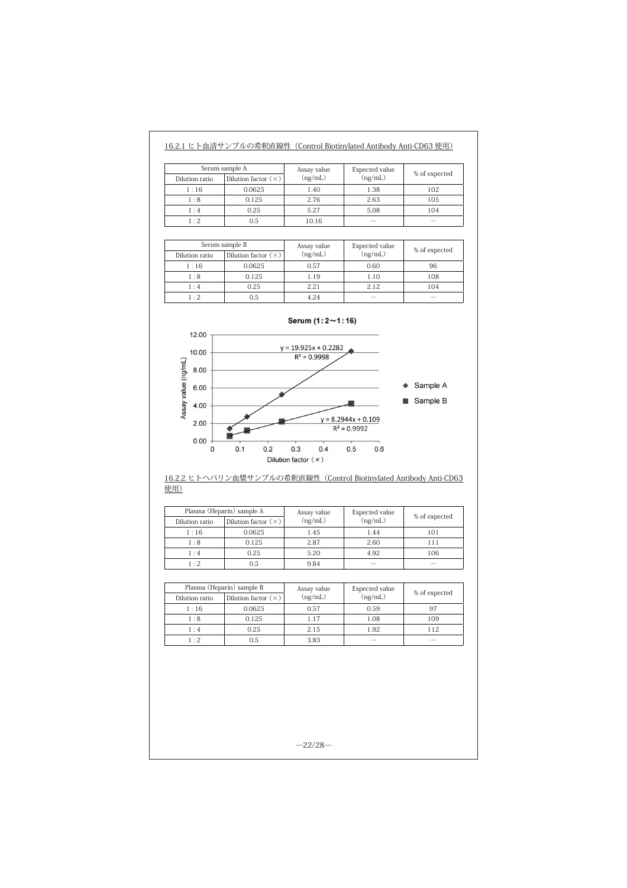16.2.1 ヒト血清サンプルの希釈直線性（Control Biotinylated Antibody Anti-CD63 使用）

| Serum sample A | | Assay value (ng/mL) | Expected value (ng/mL) | % of expected |
|---|---|---|---|---|
| Dilution ratio | Dilution factor（×） | | | |
| 1：16 | 0.0625 | 1.40 | 1.38 | 102 |
| 1：8 | 0.125 | 2.76 | 2.63 | 105 |
| 1：4 | 0.25 | 5.27 | 5.08 | 104 |
| 1：2 | 0.5 | 10.16 | — | — |

| Serum sample B | | Assay value (ng/mL) | Expected value (ng/mL) | % of expected |
|---|---|---|---|---|
| Dilution ratio | Dilution factor（×） | | | |
| 1：16 | 0.0625 | 0.57 | 0.60 | 96 |
| 1：8 | 0.125 | 1.19 | 1.10 | 108 |
| 1：4 | 0.25 | 2.21 | 2.12 | 104 |
| 1：2 | 0.5 | 4.24 | — | — |

**Serum (1：2～1：16)**

Sample A: $y = 19.925x + 0.2282$, $R^2 = 0.9998$

Sample B: $y = 8.2944x + 0.109$, $R^2 = 0.9992$

Assay value (ng/mL) / Dilution factor（×）

16.2.2 ヒトヘパリン血漿サンプルの希釈直線性（Control Biotinylated Antibody Anti-CD63 使用）

| Plasma (Heparin) sample A | | Assay value (ng/mL) | Expected value (ng/mL) | % of expected |
|---|---|---|---|---|
| Dilution ratio | Dilution factor（×） | | | |
| 1：16 | 0.0625 | 1.45 | 1.44 | 101 |
| 1：8 | 0.125 | 2.87 | 2.60 | 111 |
| 1：4 | 0.25 | 5.20 | 4.92 | 106 |
| 1：2 | 0.5 | 9.84 | — | — |

| Plasma (Heparin) sample B | | Assay value (ng/mL) | Expected value (ng/mL) | % of expected |
|---|---|---|---|---|
| Dilution ratio | Dilution factor（×） | | | |
| 1：16 | 0.0625 | 0.57 | 0.59 | 97 |
| 1：8 | 0.125 | 1.17 | 1.08 | 109 |
| 1：4 | 0.25 | 2.15 | 1.92 | 112 |
| 1：2 | 0.5 | 3.83 | — | — |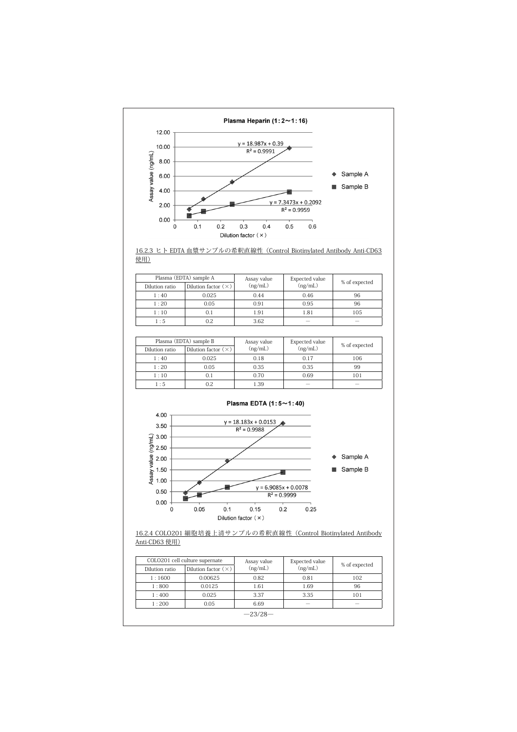Plasma Heparin (1：2～1：16)

$y = 18.987x + 0.39$
$R^2 = 0.9991$

$y = 7.3473x + 0.2092$
$R^2 = 0.9959$

16.2.3 ヒト EDTA 血漿サンプルの希釈直線性（Control Biotinylated Antibody Anti-CD63 使用）

| Plasma (EDTA) sample A | | Assay value (ng/mL) | Expected value (ng/mL) | % of expected |
|---|---|---|---|---|
| Dilution ratio | Dilution factor (×) | | | |
| 1：40 | 0.025 | 0.44 | 0.46 | 96 |
| 1：20 | 0.05 | 0.91 | 0.95 | 96 |
| 1：10 | 0.1 | 1.91 | 1.81 | 105 |
| 1：5 | 0.2 | 3.62 | — | — |

| Plasma (EDTA) sample B | | Assay value (ng/mL) | Expected value (ng/mL) | % of expected |
|---|---|---|---|---|
| Dilution ratio | Dilution factor (×) | | | |
| 1：40 | 0.025 | 0.18 | 0.17 | 106 |
| 1：20 | 0.05 | 0.35 | 0.35 | 99 |
| 1：10 | 0.1 | 0.70 | 0.69 | 101 |
| 1：5 | 0.2 | 1.39 | — | — |

Plasma EDTA (1：5～1：40)

$y = 18.183x + 0.0153$
$R^2 = 0.9988$

$y = 6.9085x + 0.0078$
$R^2 = 0.9999$

16.2.4 COLO201 細胞培養上清サンプルの希釈直線性（Control Biotinylated Antibody Anti-CD63 使用）

| COLO201 cell culture supernate | | Assay value (ng/mL) | Expected value (ng/mL) | % of expected |
|---|---|---|---|---|
| Dilution ratio | Dilution factor (×) | | | |
| 1：1600 | 0.00625 | 0.82 | 0.81 | 102 |
| 1：800 | 0.0125 | 1.61 | 1.69 | 96 |
| 1：400 | 0.025 | 3.37 | 3.35 | 101 |
| 1：200 | 0.05 | 6.69 | — | — |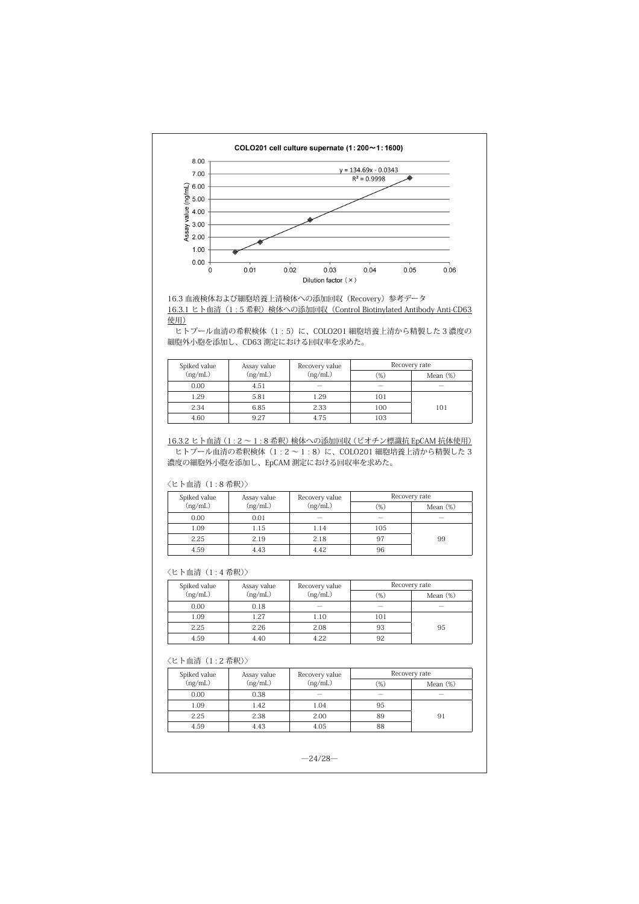**COLO201 cell culture supernate (1 : 200～1 : 1600)**

$y = 134.69x - 0.0343$
$R^2 = 0.9998$

Assay value (ng/mL) / Dilution factor（×）

### 16.3 血液検体および細胞培養上清検体への添加回収（Recovery）参考データ

#### 16.3.1 ヒト血清（1 : 5 希釈）検体への添加回収（Control Biotinylated Antibody Anti-CD63 使用）

ヒトプール血清の希釈検体（1 : 5）に、COLO201 細胞培養上清から精製した 3 濃度の細胞外小胞を添加し、CD63 測定における回収率を求めた。

| Spiked value (ng/mL) | Assay value (ng/mL) | Recovery value (ng/mL) | Recovery rate | |
|---|---|---|---|---|
| | | | (%) | Mean (%) |
| 0.00 | 4.51 | — | — | — |
| 1.29 | 5.81 | 1.29 | 101 | 101 |
| 2.34 | 6.85 | 2.33 | 100 | |
| 4.60 | 9.27 | 4.75 | 103 | |

#### 16.3.2 ヒト血清（1 : 2 ～ 1 : 8 希釈）検体への添加回収（ビオチン標識抗 EpCAM 抗体使用）

ヒトプール血清の希釈検体（1 : 2 ～ 1 : 8）に、COLO201 細胞培養上清から精製した 3 濃度の細胞外小胞を添加し、EpCAM 測定における回収率を求めた。

〈ヒト血清（1 : 8 希釈）〉

| Spiked value (ng/mL) | Assay value (ng/mL) | Recovery value (ng/mL) | Recovery rate | |
|---|---|---|---|---|
| | | | (%) | Mean (%) |
| 0.00 | 0.01 | — | — | — |
| 1.09 | 1.15 | 1.14 | 105 | 99 |
| 2.25 | 2.19 | 2.18 | 97 | |
| 4.59 | 4.43 | 4.42 | 96 | |

〈ヒト血清（1 : 4 希釈）〉

| Spiked value (ng/mL) | Assay value (ng/mL) | Recovery value (ng/mL) | Recovery rate | |
|---|---|---|---|---|
| | | | (%) | Mean (%) |
| 0.00 | 0.18 | — | — | — |
| 1.09 | 1.27 | 1.10 | 101 | 95 |
| 2.25 | 2.26 | 2.08 | 93 | |
| 4.59 | 4.40 | 4.22 | 92 | |

〈ヒト血清（1 : 2 希釈）〉

| Spiked value (ng/mL) | Assay value (ng/mL) | Recovery value (ng/mL) | Recovery rate | |
|---|---|---|---|---|
| | | | (%) | Mean (%) |
| 0.00 | 0.38 | — | — | — |
| 1.09 | 1.42 | 1.04 | 95 | 91 |
| 2.25 | 2.38 | 2.00 | 89 | |
| 4.59 | 4.43 | 4.05 | 88 | |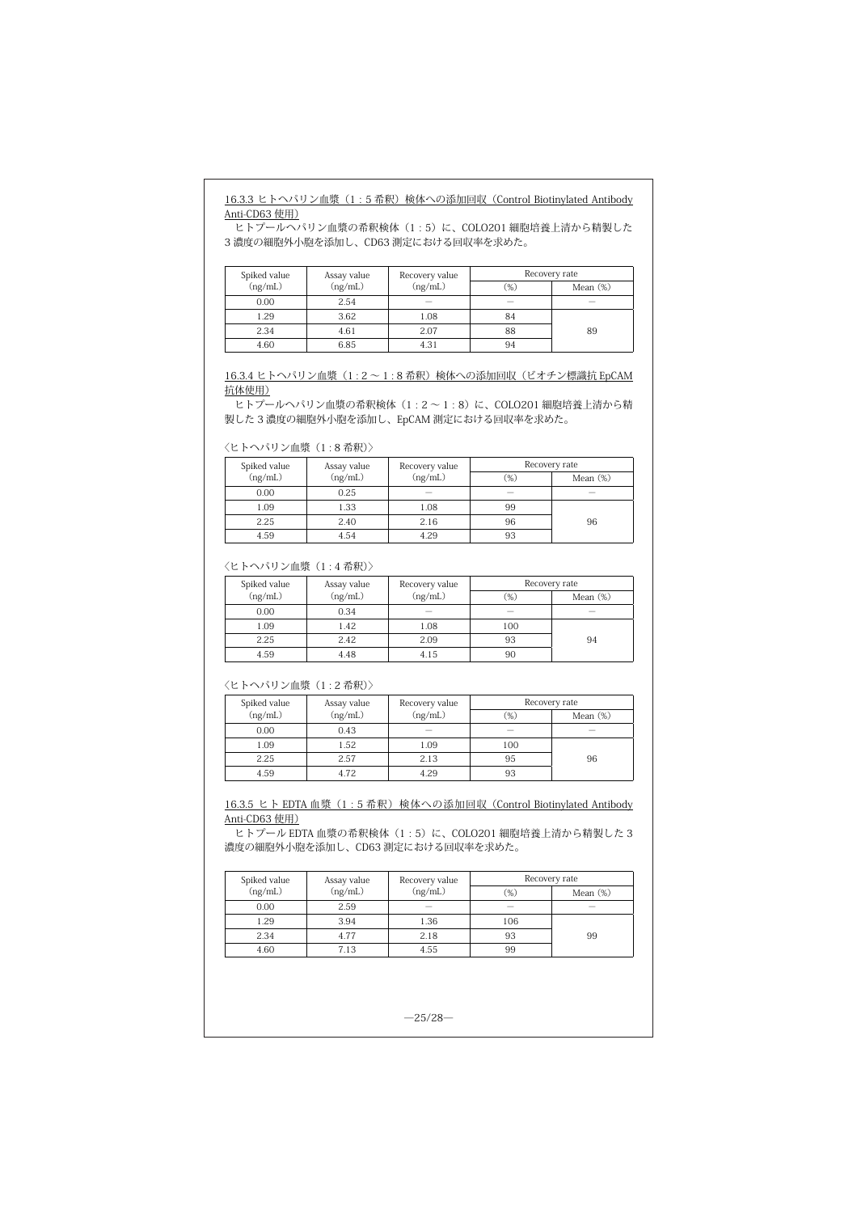### 16.3.3 ヒトヘパリン血漿（1 : 5 希釈）検体への添加回収（Control Biotinylated Antibody Anti-CD63 使用）

ヒトプールヘパリン血漿の希釈検体（1 : 5）に、COLO201 細胞培養上清から精製した 3 濃度の細胞外小胞を添加し、CD63 測定における回収率を求めた。

| Spiked value (ng/mL) | Assay value (ng/mL) | Recovery value (ng/mL) | Recovery rate | |
|---|---|---|---|---|
| | | | (%) | Mean (%) |
| 0.00 | 2.54 | — | — | — |
| 1.29 | 3.62 | 1.08 | 84 | 89 |
| 2.34 | 4.61 | 2.07 | 88 | |
| 4.60 | 6.85 | 4.31 | 94 | |

### 16.3.4 ヒトヘパリン血漿（1 : 2 ～ 1 : 8 希釈）検体への添加回収（ビオチン標識抗 EpCAM 抗体使用）

ヒトプールヘパリン血漿の希釈検体（1 : 2 ～ 1 : 8）に、COLO201 細胞培養上清から精製した 3 濃度の細胞外小胞を添加し、EpCAM 測定における回収率を求めた。

〈ヒトヘパリン血漿（1 : 8 希釈）〉

| Spiked value (ng/mL) | Assay value (ng/mL) | Recovery value (ng/mL) | Recovery rate | |
|---|---|---|---|---|
| | | | (%) | Mean (%) |
| 0.00 | 0.25 | — | — | — |
| 1.09 | 1.33 | 1.08 | 99 | 96 |
| 2.25 | 2.40 | 2.16 | 96 | |
| 4.59 | 4.54 | 4.29 | 93 | |

〈ヒトヘパリン血漿（1 : 4 希釈）〉

| Spiked value (ng/mL) | Assay value (ng/mL) | Recovery value (ng/mL) | Recovery rate | |
|---|---|---|---|---|
| | | | (%) | Mean (%) |
| 0.00 | 0.34 | — | — | — |
| 1.09 | 1.42 | 1.08 | 100 | 94 |
| 2.25 | 2.42 | 2.09 | 93 | |
| 4.59 | 4.48 | 4.15 | 90 | |

〈ヒトヘパリン血漿（1 : 2 希釈）〉

| Spiked value (ng/mL) | Assay value (ng/mL) | Recovery value (ng/mL) | Recovery rate | |
|---|---|---|---|---|
| | | | (%) | Mean (%) |
| 0.00 | 0.43 | — | — | — |
| 1.09 | 1.52 | 1.09 | 100 | 96 |
| 2.25 | 2.57 | 2.13 | 95 | |
| 4.59 | 4.72 | 4.29 | 93 | |

### 16.3.5 ヒト EDTA 血漿（1 : 5 希釈）検体への添加回収（Control Biotinylated Antibody Anti-CD63 使用）

ヒトプール EDTA 血漿の希釈検体（1 : 5）に、COLO201 細胞培養上清から精製した 3 濃度の細胞外小胞を添加し、CD63 測定における回収率を求めた。

| Spiked value (ng/mL) | Assay value (ng/mL) | Recovery value (ng/mL) | Recovery rate | |
|---|---|---|---|---|
| | | | (%) | Mean (%) |
| 0.00 | 2.59 | — | — | — |
| 1.29 | 3.94 | 1.36 | 106 | 99 |
| 2.34 | 4.77 | 2.18 | 93 | |
| 4.60 | 7.13 | 4.55 | 99 | |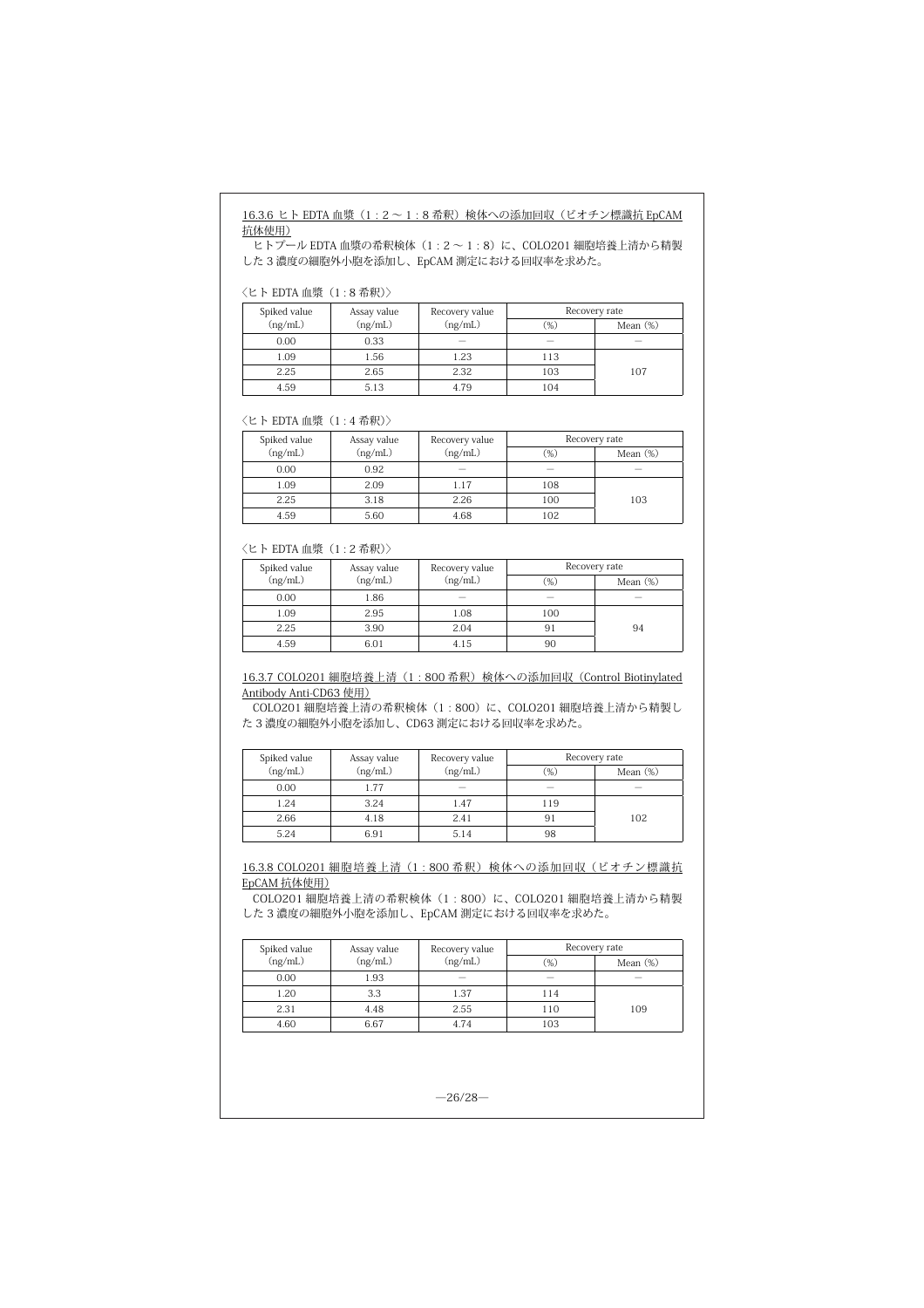16.3.6 ヒト EDTA 血漿（1：2 ～ 1：8 希釈）検体への添加回収（ビオチン標識抗 EpCAM 抗体使用）

ヒトプール EDTA 血漿の希釈検体（1：2 ～ 1：8）に、COLO201 細胞培養上清から精製した 3 濃度の細胞外小胞を添加し、EpCAM 測定における回収率を求めた。

〈ヒト EDTA 血漿（1：8 希釈）〉

| Spiked value (ng/mL) | Assay value (ng/mL) | Recovery value (ng/mL) | Recovery rate | |
|---|---|---|---|---|
| | | | (%) | Mean (%) |
| 0.00 | 0.33 | − | − | − |
| 1.09 | 1.56 | 1.23 | 113 | 107 |
| 2.25 | 2.65 | 2.32 | 103 | |
| 4.59 | 5.13 | 4.79 | 104 | |

〈ヒト EDTA 血漿（1：4 希釈）〉

| Spiked value (ng/mL) | Assay value (ng/mL) | Recovery value (ng/mL) | Recovery rate | |
|---|---|---|---|---|
| | | | (%) | Mean (%) |
| 0.00 | 0.92 | − | − | − |
| 1.09 | 2.09 | 1.17 | 108 | 103 |
| 2.25 | 3.18 | 2.26 | 100 | |
| 4.59 | 5.60 | 4.68 | 102 | |

〈ヒト EDTA 血漿（1：2 希釈）〉

| Spiked value (ng/mL) | Assay value (ng/mL) | Recovery value (ng/mL) | Recovery rate | |
|---|---|---|---|---|
| | | | (%) | Mean (%) |
| 0.00 | 1.86 | − | − | − |
| 1.09 | 2.95 | 1.08 | 100 | 94 |
| 2.25 | 3.90 | 2.04 | 91 | |
| 4.59 | 6.01 | 4.15 | 90 | |

16.3.7 COLO201 細胞培養上清（1：800 希釈）検体への添加回収（Control Biotinylated Antibody Anti-CD63 使用）

COLO201 細胞培養上清の希釈検体（1：800）に、COLO201 細胞培養上清から精製した 3 濃度の細胞外小胞を添加し、CD63 測定における回収率を求めた。

| Spiked value (ng/mL) | Assay value (ng/mL) | Recovery value (ng/mL) | Recovery rate | |
|---|---|---|---|---|
| | | | (%) | Mean (%) |
| 0.00 | 1.77 | − | − | − |
| 1.24 | 3.24 | 1.47 | 119 | 102 |
| 2.66 | 4.18 | 2.41 | 91 | |
| 5.24 | 6.91 | 5.14 | 98 | |

16.3.8 COLO201 細胞培養上清（1：800 希釈）検体への添加回収（ビオチン標識抗 EpCAM 抗体使用）

COLO201 細胞培養上清の希釈検体（1：800）に、COLO201 細胞培養上清から精製した 3 濃度の細胞外小胞を添加し、EpCAM 測定における回収率を求めた。

| Spiked value (ng/mL) | Assay value (ng/mL) | Recovery value (ng/mL) | Recovery rate | |
|---|---|---|---|---|
| | | | (%) | Mean (%) |
| 0.00 | 1.93 | − | − | − |
| 1.20 | 3.3 | 1.37 | 114 | 109 |
| 2.31 | 4.48 | 2.55 | 110 | |
| 4.60 | 6.67 | 4.74 | 103 | |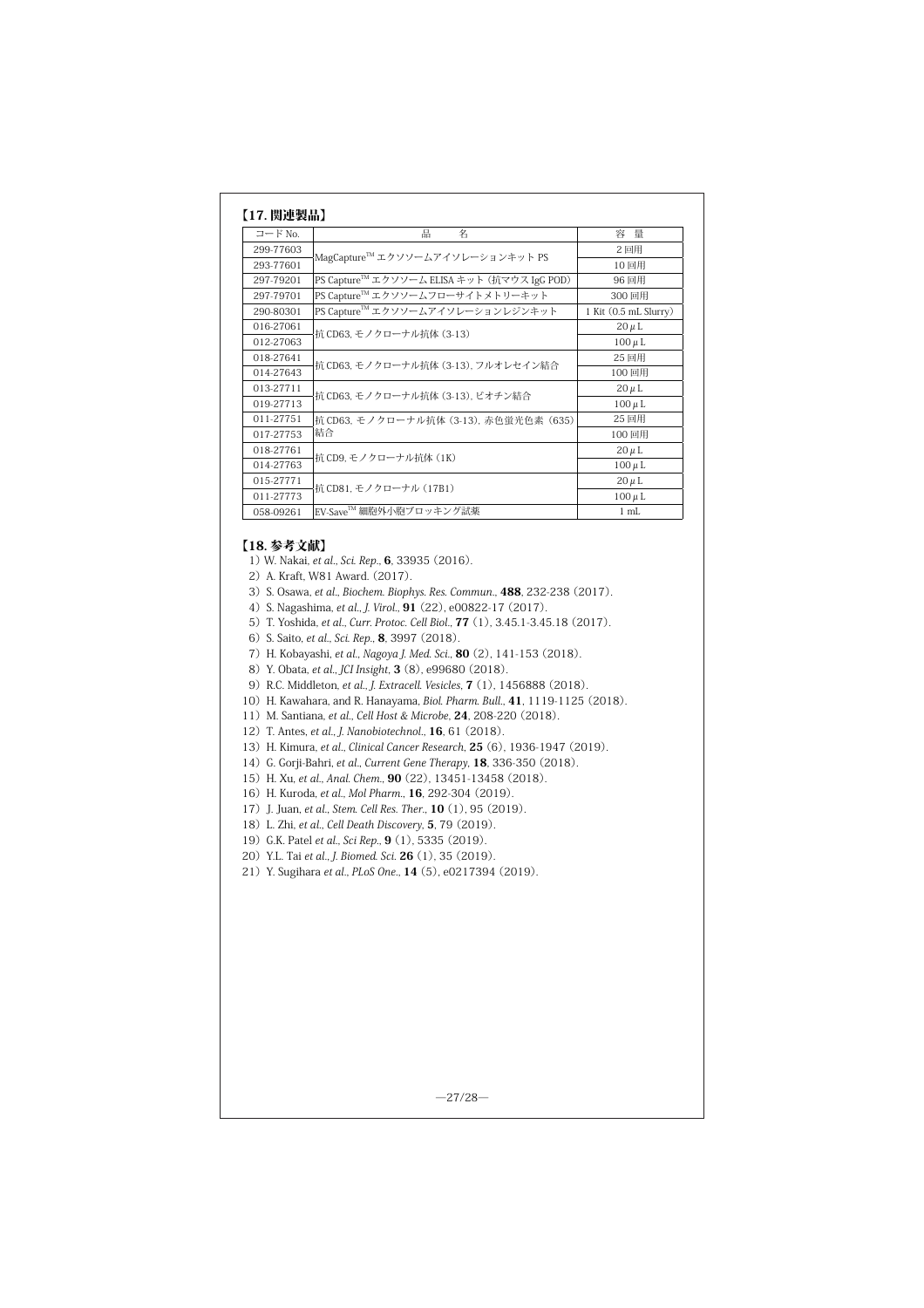## 【17. 関連製品】

| コード No. | 品　　名 | 容　量 |
|---|---|---|
| 299-77603 | MagCapture™ エクソソームアイソレーションキット PS | 2 回用 |
| 293-77601 | | 10 回用 |
| 297-79201 | PS Capture™ エクソソーム ELISA キット（抗マウス IgG POD） | 96 回用 |
| 297-79701 | PS Capture™ エクソソームフローサイトメトリーキット | 300 回用 |
| 290-80301 | PS Capture™ エクソソームアイソレーションレジンキット | 1 Kit（0.5 mL Slurry） |
| 016-27061 | 抗 CD63, モノクローナル抗体（3-13） | 20 μL |
| 012-27063 | | 100 μL |
| 018-27641 | 抗 CD63, モノクローナル抗体（3-13）, フルオレセイン結合 | 25 回用 |
| 014-27643 | | 100 回用 |
| 013-27711 | 抗 CD63, モノクローナル抗体（3-13）, ビオチン結合 | 20 μL |
| 019-27713 | | 100 μL |
| 011-27751 | 抗 CD63, モノクローナル抗体（3-13）, 赤色蛍光色素（635）結合 | 25 回用 |
| 017-27753 | | 100 回用 |
| 018-27761 | 抗 CD9, モノクローナル抗体（1K） | 20 μL |
| 014-27763 | | 100 μL |
| 015-27771 | 抗 CD81, モノクローナル（17B1） | 20 μL |
| 011-27773 | | 100 μL |
| 058-09261 | EV-Save™ 細胞外小胞ブロッキング試薬 | 1 mL |

## 【18. 参考文献】

1) W. Nakai, *et al.*, *Sci. Rep.*, **6**, 33935 (2016).
2) A. Kraft, W81 Award. (2017).
3) S. Osawa, *et al.*, *Biochem. Biophys. Res. Commun.*, **488**, 232-238 (2017).
4) S. Nagashima, *et al.*, *J. Virol.*, **91** (22), e00822-17 (2017).
5) T. Yoshida, *et al.*, *Curr. Protoc. Cell Biol.*, **77** (1), 3.45.1-3.45.18 (2017).
6) S. Saito, *et al.*, *Sci. Rep.*, **8**, 3997 (2018).
7) H. Kobayashi, *et al.*, *Nagoya J. Med. Sci.*, **80** (2), 141-153 (2018).
8) Y. Obata, *et al.*, *JCI Insight*, **3** (8), e99680 (2018).
9) R.C. Middleton, *et al.*, *J. Extracell. Vesicles*, **7** (1), 1456888 (2018).
10) H. Kawahara, and R. Hanayama, *Biol. Pharm. Bull.*, **41**, 1119-1125 (2018).
11) M. Santiana, *et al.*, *Cell Host & Microbe*, **24**, 208-220 (2018).
12) T. Antes, *et al.*, *J. Nanobiotechnol.*, **16**, 61 (2018).
13) H. Kimura, *et al.*, *Clinical Cancer Research*, **25** (6), 1936-1947 (2019).
14) G. Gorji-Bahri, *et al.*, *Current Gene Therapy*, **18**, 336-350 (2018).
15) H. Xu, *et al.*, *Anal. Chem.*, **90** (22), 13451-13458 (2018).
16) H. Kuroda, *et al.*, *Mol Pharm.*, **16**, 292-304 (2019).
17) J. Juan, *et al.*, *Stem. Cell Res. Ther.*, **10** (1), 95 (2019).
18) L. Zhi, *et al.*, *Cell Death Discovery*, **5**, 79 (2019).
19) G.K. Patel *et al.*, *Sci Rep.*, **9** (1), 5335 (2019).
20) Y.L. Tai *et al.*, *J. Biomed. Sci.* **26** (1), 35 (2019).
21) Y. Sugihara *et al.*, *PLoS One.*, **14** (5), e0217394 (2019).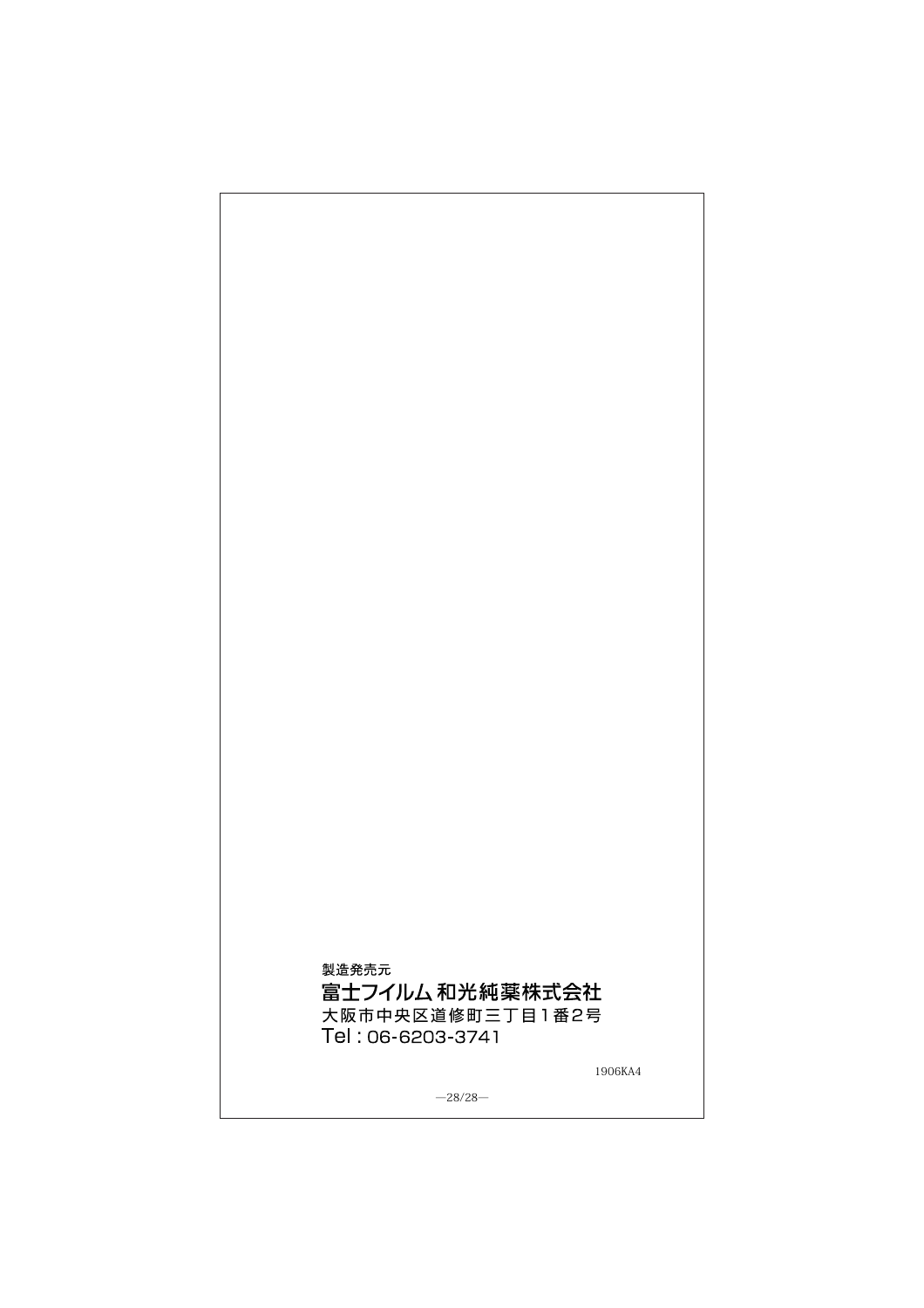製造発売元

**富士フイルム 和光純薬株式会社**

大阪市中央区道修町三丁目1番2号

Tel : 06-6203-3741

1906KA4